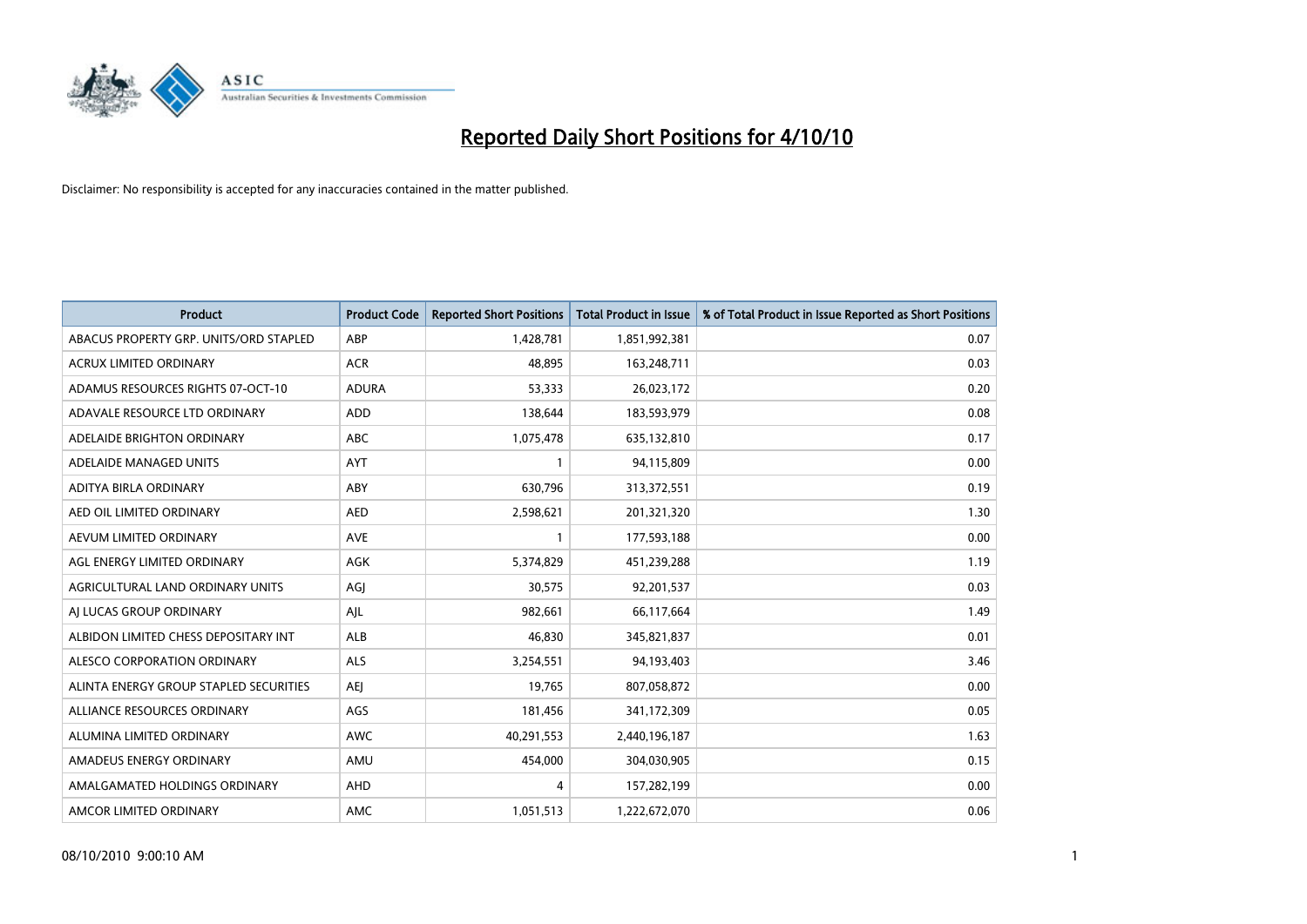# Reported Daily Short Positions for 4/10/10

Disclaimer: No responsibility is accepted for any inaccuracies contained in the matter published.

| Product | Product Code | Reported Short Positions | Total Product in Issue | % of Total Product in Issue Reported as Short Positions |
|---|---|---|---|---|
| ABACUS PROPERTY GRP. UNITS/ORD STAPLED | ABP | 1,428,781 | 1,851,992,381 | 0.07 |
| ACRUX LIMITED ORDINARY | ACR | 48,895 | 163,248,711 | 0.03 |
| ADAMUS RESOURCES RIGHTS 07-OCT-10 | ADURA | 53,333 | 26,023,172 | 0.20 |
| ADAVALE RESOURCE LTD ORDINARY | ADD | 138,644 | 183,593,979 | 0.08 |
| ADELAIDE BRIGHTON ORDINARY | ABC | 1,075,478 | 635,132,810 | 0.17 |
| ADELAIDE MANAGED UNITS | AYT | 1 | 94,115,809 | 0.00 |
| ADITYA BIRLA ORDINARY | ABY | 630,796 | 313,372,551 | 0.19 |
| AED OIL LIMITED ORDINARY | AED | 2,598,621 | 201,321,320 | 1.30 |
| AEVUM LIMITED ORDINARY | AVE | 1 | 177,593,188 | 0.00 |
| AGL ENERGY LIMITED ORDINARY | AGK | 5,374,829 | 451,239,288 | 1.19 |
| AGRICULTURAL LAND ORDINARY UNITS | AGJ | 30,575 | 92,201,537 | 0.03 |
| AJ LUCAS GROUP ORDINARY | AJL | 982,661 | 66,117,664 | 1.49 |
| ALBIDON LIMITED CHESS DEPOSITARY INT | ALB | 46,830 | 345,821,837 | 0.01 |
| ALESCO CORPORATION ORDINARY | ALS | 3,254,551 | 94,193,403 | 3.46 |
| ALINTA ENERGY GROUP STAPLED SECURITIES | AEJ | 19,765 | 807,058,872 | 0.00 |
| ALLIANCE RESOURCES ORDINARY | AGS | 181,456 | 341,172,309 | 0.05 |
| ALUMINA LIMITED ORDINARY | AWC | 40,291,553 | 2,440,196,187 | 1.63 |
| AMADEUS ENERGY ORDINARY | AMU | 454,000 | 304,030,905 | 0.15 |
| AMALGAMATED HOLDINGS ORDINARY | AHD | 4 | 157,282,199 | 0.00 |
| AMCOR LIMITED ORDINARY | AMC | 1,051,513 | 1,222,672,070 | 0.06 |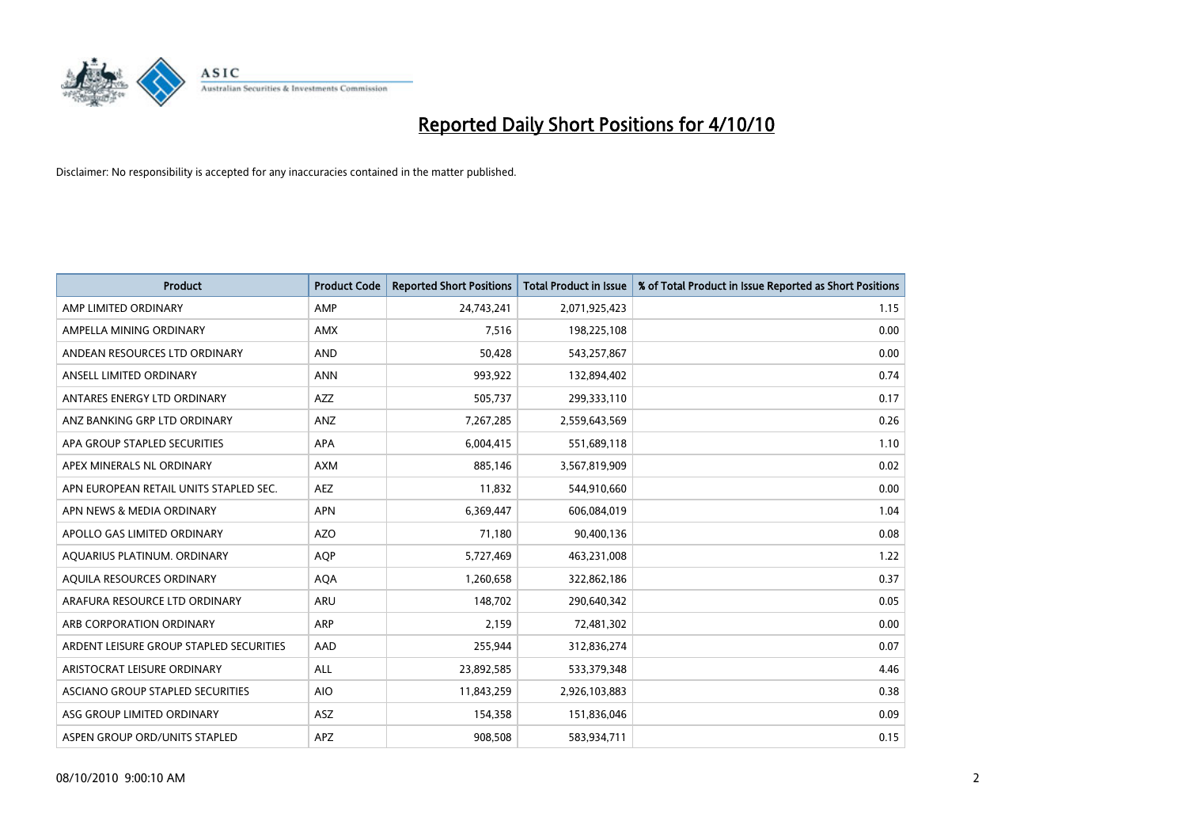# Reported Daily Short Positions for 4/10/10

Disclaimer: No responsibility is accepted for any inaccuracies contained in the matter published.

| Product | Product Code | Reported Short Positions | Total Product in Issue | % of Total Product in Issue Reported as Short Positions |
|---|---|---|---|---|
| AMP LIMITED ORDINARY | AMP | 24,743,241 | 2,071,925,423 | 1.15 |
| AMPELLA MINING ORDINARY | AMX | 7,516 | 198,225,108 | 0.00 |
| ANDEAN RESOURCES LTD ORDINARY | AND | 50,428 | 543,257,867 | 0.00 |
| ANSELL LIMITED ORDINARY | ANN | 993,922 | 132,894,402 | 0.74 |
| ANTARES ENERGY LTD ORDINARY | AZZ | 505,737 | 299,333,110 | 0.17 |
| ANZ BANKING GRP LTD ORDINARY | ANZ | 7,267,285 | 2,559,643,569 | 0.26 |
| APA GROUP STAPLED SECURITIES | APA | 6,004,415 | 551,689,118 | 1.10 |
| APEX MINERALS NL ORDINARY | AXM | 885,146 | 3,567,819,909 | 0.02 |
| APN EUROPEAN RETAIL UNITS STAPLED SEC. | AEZ | 11,832 | 544,910,660 | 0.00 |
| APN NEWS & MEDIA ORDINARY | APN | 6,369,447 | 606,084,019 | 1.04 |
| APOLLO GAS LIMITED ORDINARY | AZO | 71,180 | 90,400,136 | 0.08 |
| AQUARIUS PLATINUM. ORDINARY | AQP | 5,727,469 | 463,231,008 | 1.22 |
| AQUILA RESOURCES ORDINARY | AQA | 1,260,658 | 322,862,186 | 0.37 |
| ARAFURA RESOURCE LTD ORDINARY | ARU | 148,702 | 290,640,342 | 0.05 |
| ARB CORPORATION ORDINARY | ARP | 2,159 | 72,481,302 | 0.00 |
| ARDENT LEISURE GROUP STAPLED SECURITIES | AAD | 255,944 | 312,836,274 | 0.07 |
| ARISTOCRAT LEISURE ORDINARY | ALL | 23,892,585 | 533,379,348 | 4.46 |
| ASCIANO GROUP STAPLED SECURITIES | AIO | 11,843,259 | 2,926,103,883 | 0.38 |
| ASG GROUP LIMITED ORDINARY | ASZ | 154,358 | 151,836,046 | 0.09 |
| ASPEN GROUP ORD/UNITS STAPLED | APZ | 908,508 | 583,934,711 | 0.15 |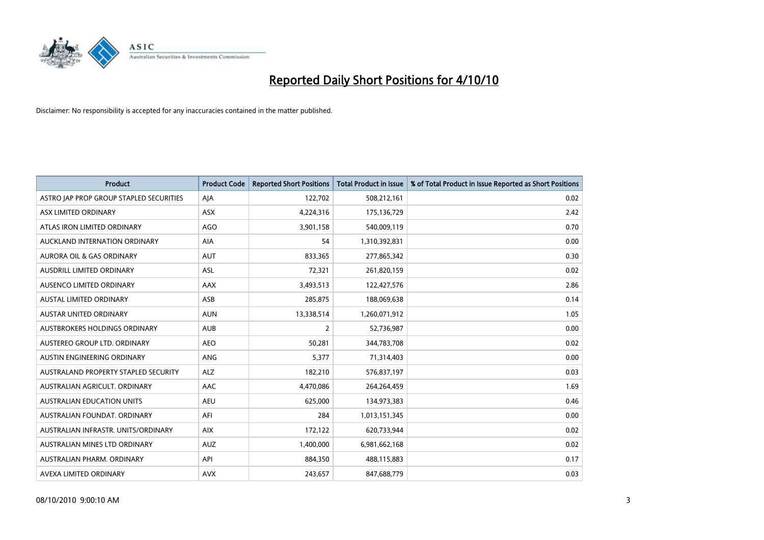# Reported Daily Short Positions for 4/10/10

Disclaimer: No responsibility is accepted for any inaccuracies contained in the matter published.

| Product | Product Code | Reported Short Positions | Total Product in Issue | % of Total Product in Issue Reported as Short Positions |
|---|---|---|---|---|
| ASTRO JAP PROP GROUP STAPLED SECURITIES | AJA | 122,702 | 508,212,161 | 0.02 |
| ASX LIMITED ORDINARY | ASX | 4,224,316 | 175,136,729 | 2.42 |
| ATLAS IRON LIMITED ORDINARY | AGO | 3,901,158 | 540,009,119 | 0.70 |
| AUCKLAND INTERNATION ORDINARY | AIA | 54 | 1,310,392,831 | 0.00 |
| AURORA OIL & GAS ORDINARY | AUT | 833,365 | 277,865,342 | 0.30 |
| AUSDRILL LIMITED ORDINARY | ASL | 72,321 | 261,820,159 | 0.02 |
| AUSENCO LIMITED ORDINARY | AAX | 3,493,513 | 122,427,576 | 2.86 |
| AUSTAL LIMITED ORDINARY | ASB | 285,875 | 188,069,638 | 0.14 |
| AUSTAR UNITED ORDINARY | AUN | 13,338,514 | 1,260,071,912 | 1.05 |
| AUSTBROKERS HOLDINGS ORDINARY | AUB | 2 | 52,736,987 | 0.00 |
| AUSTEREO GROUP LTD. ORDINARY | AEO | 50,281 | 344,783,708 | 0.02 |
| AUSTIN ENGINEERING ORDINARY | ANG | 5,377 | 71,314,403 | 0.00 |
| AUSTRALAND PROPERTY STAPLED SECURITY | ALZ | 182,210 | 576,837,197 | 0.03 |
| AUSTRALIAN AGRICULT. ORDINARY | AAC | 4,470,086 | 264,264,459 | 1.69 |
| AUSTRALIAN EDUCATION UNITS | AEU | 625,000 | 134,973,383 | 0.46 |
| AUSTRALIAN FOUNDAT. ORDINARY | AFI | 284 | 1,013,151,345 | 0.00 |
| AUSTRALIAN INFRASTR. UNITS/ORDINARY | AIX | 172,122 | 620,733,944 | 0.02 |
| AUSTRALIAN MINES LTD ORDINARY | AUZ | 1,400,000 | 6,981,662,168 | 0.02 |
| AUSTRALIAN PHARM. ORDINARY | API | 884,350 | 488,115,883 | 0.17 |
| AVEXA LIMITED ORDINARY | AVX | 243,657 | 847,688,779 | 0.03 |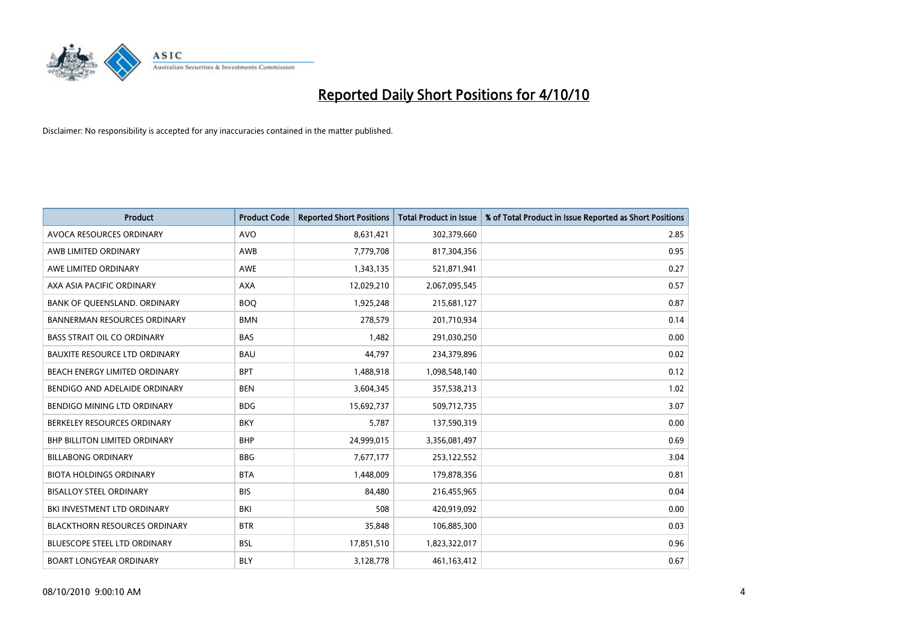# Reported Daily Short Positions for 4/10/10

Disclaimer: No responsibility is accepted for any inaccuracies contained in the matter published.

| Product | Product Code | Reported Short Positions | Total Product in Issue | % of Total Product in Issue Reported as Short Positions |
|---|---|---|---|---|
| AVOCA RESOURCES ORDINARY | AVO | 8,631,421 | 302,379,660 | 2.85 |
| AWB LIMITED ORDINARY | AWB | 7,779,708 | 817,304,356 | 0.95 |
| AWE LIMITED ORDINARY | AWE | 1,343,135 | 521,871,941 | 0.27 |
| AXA ASIA PACIFIC ORDINARY | AXA | 12,029,210 | 2,067,095,545 | 0.57 |
| BANK OF QUEENSLAND. ORDINARY | BOQ | 1,925,248 | 215,681,127 | 0.87 |
| BANNERMAN RESOURCES ORDINARY | BMN | 278,579 | 201,710,934 | 0.14 |
| BASS STRAIT OIL CO ORDINARY | BAS | 1,482 | 291,030,250 | 0.00 |
| BAUXITE RESOURCE LTD ORDINARY | BAU | 44,797 | 234,379,896 | 0.02 |
| BEACH ENERGY LIMITED ORDINARY | BPT | 1,488,918 | 1,098,548,140 | 0.12 |
| BENDIGO AND ADELAIDE ORDINARY | BEN | 3,604,345 | 357,538,213 | 1.02 |
| BENDIGO MINING LTD ORDINARY | BDG | 15,692,737 | 509,712,735 | 3.07 |
| BERKELEY RESOURCES ORDINARY | BKY | 5,787 | 137,590,319 | 0.00 |
| BHP BILLITON LIMITED ORDINARY | BHP | 24,999,015 | 3,356,081,497 | 0.69 |
| BILLABONG ORDINARY | BBG | 7,677,177 | 253,122,552 | 3.04 |
| BIOTA HOLDINGS ORDINARY | BTA | 1,448,009 | 179,878,356 | 0.81 |
| BISALLOY STEEL ORDINARY | BIS | 84,480 | 216,455,965 | 0.04 |
| BKI INVESTMENT LTD ORDINARY | BKI | 508 | 420,919,092 | 0.00 |
| BLACKTHORN RESOURCES ORDINARY | BTR | 35,848 | 106,885,300 | 0.03 |
| BLUESCOPE STEEL LTD ORDINARY | BSL | 17,851,510 | 1,823,322,017 | 0.96 |
| BOART LONGYEAR ORDINARY | BLY | 3,128,778 | 461,163,412 | 0.67 |

08/10/2010 9:00:10 AM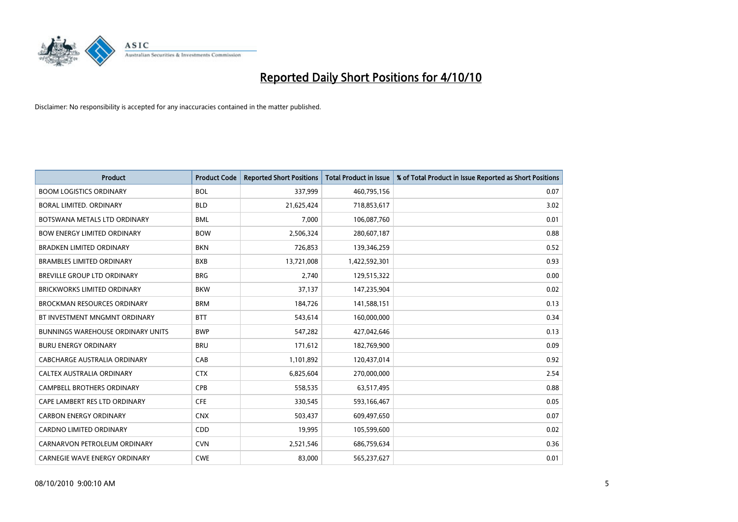# Reported Daily Short Positions for 4/10/10

Disclaimer: No responsibility is accepted for any inaccuracies contained in the matter published.

| Product | Product Code | Reported Short Positions | Total Product in Issue | % of Total Product in Issue Reported as Short Positions |
|---|---|---|---|---|
| BOOM LOGISTICS ORDINARY | BOL | 337,999 | 460,795,156 | 0.07 |
| BORAL LIMITED. ORDINARY | BLD | 21,625,424 | 718,853,617 | 3.02 |
| BOTSWANA METALS LTD ORDINARY | BML | 7,000 | 106,087,760 | 0.01 |
| BOW ENERGY LIMITED ORDINARY | BOW | 2,506,324 | 280,607,187 | 0.88 |
| BRADKEN LIMITED ORDINARY | BKN | 726,853 | 139,346,259 | 0.52 |
| BRAMBLES LIMITED ORDINARY | BXB | 13,721,008 | 1,422,592,301 | 0.93 |
| BREVILLE GROUP LTD ORDINARY | BRG | 2,740 | 129,515,322 | 0.00 |
| BRICKWORKS LIMITED ORDINARY | BKW | 37,137 | 147,235,904 | 0.02 |
| BROCKMAN RESOURCES ORDINARY | BRM | 184,726 | 141,588,151 | 0.13 |
| BT INVESTMENT MNGMNT ORDINARY | BTT | 543,614 | 160,000,000 | 0.34 |
| BUNNINGS WAREHOUSE ORDINARY UNITS | BWP | 547,282 | 427,042,646 | 0.13 |
| BURU ENERGY ORDINARY | BRU | 171,612 | 182,769,900 | 0.09 |
| CABCHARGE AUSTRALIA ORDINARY | CAB | 1,101,892 | 120,437,014 | 0.92 |
| CALTEX AUSTRALIA ORDINARY | CTX | 6,825,604 | 270,000,000 | 2.54 |
| CAMPBELL BROTHERS ORDINARY | CPB | 558,535 | 63,517,495 | 0.88 |
| CAPE LAMBERT RES LTD ORDINARY | CFE | 330,545 | 593,166,467 | 0.05 |
| CARBON ENERGY ORDINARY | CNX | 503,437 | 609,497,650 | 0.07 |
| CARDNO LIMITED ORDINARY | CDD | 19,995 | 105,599,600 | 0.02 |
| CARNARVON PETROLEUM ORDINARY | CVN | 2,521,546 | 686,759,634 | 0.36 |
| CARNEGIE WAVE ENERGY ORDINARY | CWE | 83,000 | 565,237,627 | 0.01 |

08/10/2010 9:00:10 AM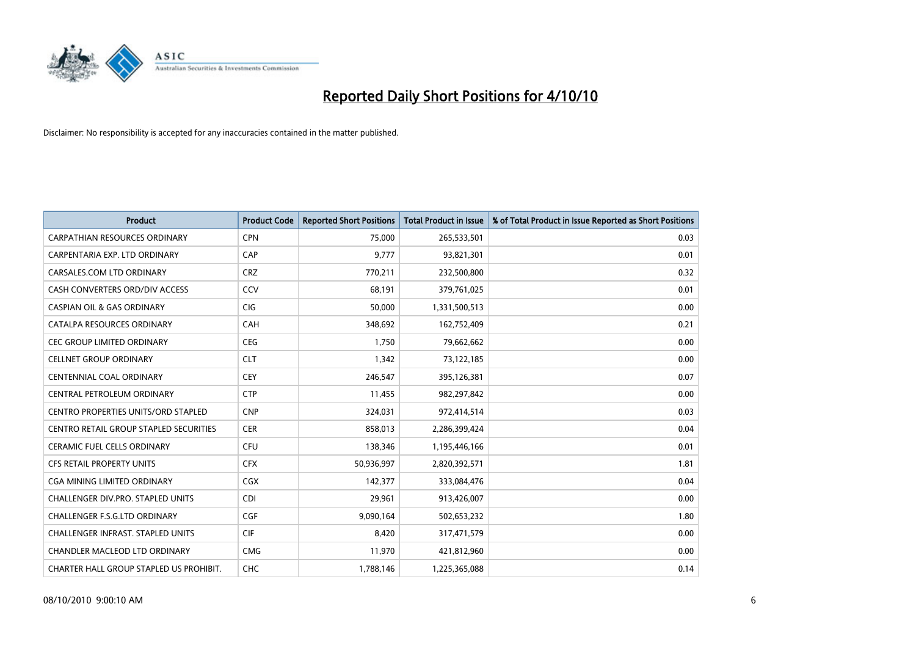# Reported Daily Short Positions for 4/10/10

Disclaimer: No responsibility is accepted for any inaccuracies contained in the matter published.

| Product | Product Code | Reported Short Positions | Total Product in Issue | % of Total Product in Issue Reported as Short Positions |
|---|---|---|---|---|
| CARPATHIAN RESOURCES ORDINARY | CPN | 75,000 | 265,533,501 | 0.03 |
| CARPENTARIA EXP. LTD ORDINARY | CAP | 9,777 | 93,821,301 | 0.01 |
| CARSALES.COM LTD ORDINARY | CRZ | 770,211 | 232,500,800 | 0.32 |
| CASH CONVERTERS ORD/DIV ACCESS | CCV | 68,191 | 379,761,025 | 0.01 |
| CASPIAN OIL & GAS ORDINARY | CIG | 50,000 | 1,331,500,513 | 0.00 |
| CATALPA RESOURCES ORDINARY | CAH | 348,692 | 162,752,409 | 0.21 |
| CEC GROUP LIMITED ORDINARY | CEG | 1,750 | 79,662,662 | 0.00 |
| CELLNET GROUP ORDINARY | CLT | 1,342 | 73,122,185 | 0.00 |
| CENTENNIAL COAL ORDINARY | CEY | 246,547 | 395,126,381 | 0.07 |
| CENTRAL PETROLEUM ORDINARY | CTP | 11,455 | 982,297,842 | 0.00 |
| CENTRO PROPERTIES UNITS/ORD STAPLED | CNP | 324,031 | 972,414,514 | 0.03 |
| CENTRO RETAIL GROUP STAPLED SECURITIES | CER | 858,013 | 2,286,399,424 | 0.04 |
| CERAMIC FUEL CELLS ORDINARY | CFU | 138,346 | 1,195,446,166 | 0.01 |
| CFS RETAIL PROPERTY UNITS | CFX | 50,936,997 | 2,820,392,571 | 1.81 |
| CGA MINING LIMITED ORDINARY | CGX | 142,377 | 333,084,476 | 0.04 |
| CHALLENGER DIV.PRO. STAPLED UNITS | CDI | 29,961 | 913,426,007 | 0.00 |
| CHALLENGER F.S.G.LTD ORDINARY | CGF | 9,090,164 | 502,653,232 | 1.80 |
| CHALLENGER INFRAST. STAPLED UNITS | CIF | 8,420 | 317,471,579 | 0.00 |
| CHANDLER MACLEOD LTD ORDINARY | CMG | 11,970 | 421,812,960 | 0.00 |
| CHARTER HALL GROUP STAPLED US PROHIBIT. | CHC | 1,788,146 | 1,225,365,088 | 0.14 |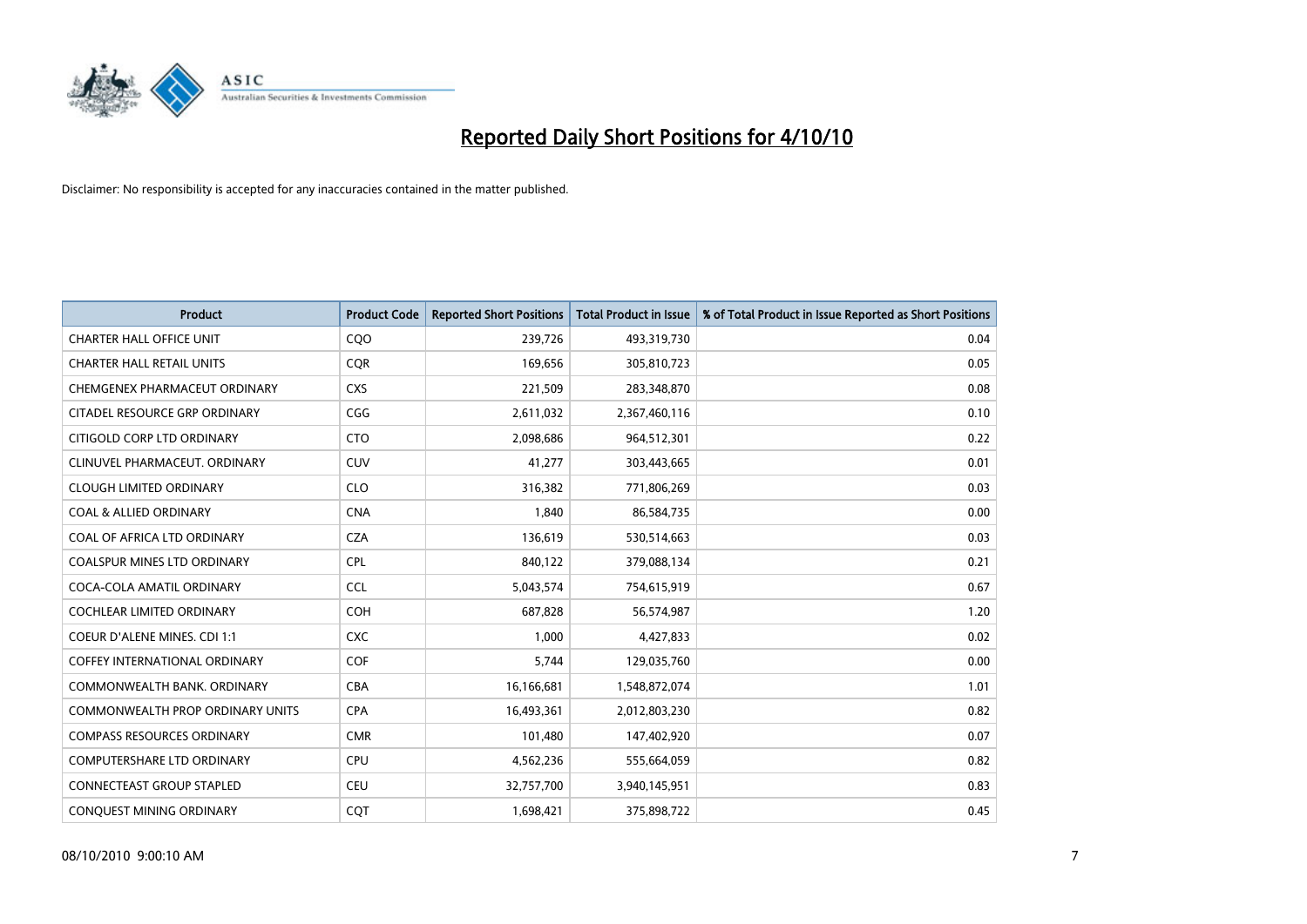# Reported Daily Short Positions for 4/10/10

Disclaimer: No responsibility is accepted for any inaccuracies contained in the matter published.

| Product | Product Code | Reported Short Positions | Total Product in Issue | % of Total Product in Issue Reported as Short Positions |
|---|---|---|---|---|
| CHARTER HALL OFFICE UNIT | CQO | 239,726 | 493,319,730 | 0.04 |
| CHARTER HALL RETAIL UNITS | CQR | 169,656 | 305,810,723 | 0.05 |
| CHEMGENEX PHARMACEUT ORDINARY | CXS | 221,509 | 283,348,870 | 0.08 |
| CITADEL RESOURCE GRP ORDINARY | CGG | 2,611,032 | 2,367,460,116 | 0.10 |
| CITIGOLD CORP LTD ORDINARY | CTO | 2,098,686 | 964,512,301 | 0.22 |
| CLINUVEL PHARMACEUT. ORDINARY | CUV | 41,277 | 303,443,665 | 0.01 |
| CLOUGH LIMITED ORDINARY | CLO | 316,382 | 771,806,269 | 0.03 |
| COAL & ALLIED ORDINARY | CNA | 1,840 | 86,584,735 | 0.00 |
| COAL OF AFRICA LTD ORDINARY | CZA | 136,619 | 530,514,663 | 0.03 |
| COALSPUR MINES LTD ORDINARY | CPL | 840,122 | 379,088,134 | 0.21 |
| COCA-COLA AMATIL ORDINARY | CCL | 5,043,574 | 754,615,919 | 0.67 |
| COCHLEAR LIMITED ORDINARY | COH | 687,828 | 56,574,987 | 1.20 |
| COEUR D'ALENE MINES. CDI 1:1 | CXC | 1,000 | 4,427,833 | 0.02 |
| COFFEY INTERNATIONAL ORDINARY | COF | 5,744 | 129,035,760 | 0.00 |
| COMMONWEALTH BANK. ORDINARY | CBA | 16,166,681 | 1,548,872,074 | 1.01 |
| COMMONWEALTH PROP ORDINARY UNITS | CPA | 16,493,361 | 2,012,803,230 | 0.82 |
| COMPASS RESOURCES ORDINARY | CMR | 101,480 | 147,402,920 | 0.07 |
| COMPUTERSHARE LTD ORDINARY | CPU | 4,562,236 | 555,664,059 | 0.82 |
| CONNECTEAST GROUP STAPLED | CEU | 32,757,700 | 3,940,145,951 | 0.83 |
| CONQUEST MINING ORDINARY | CQT | 1,698,421 | 375,898,722 | 0.45 |

08/10/2010 9:00:10 AM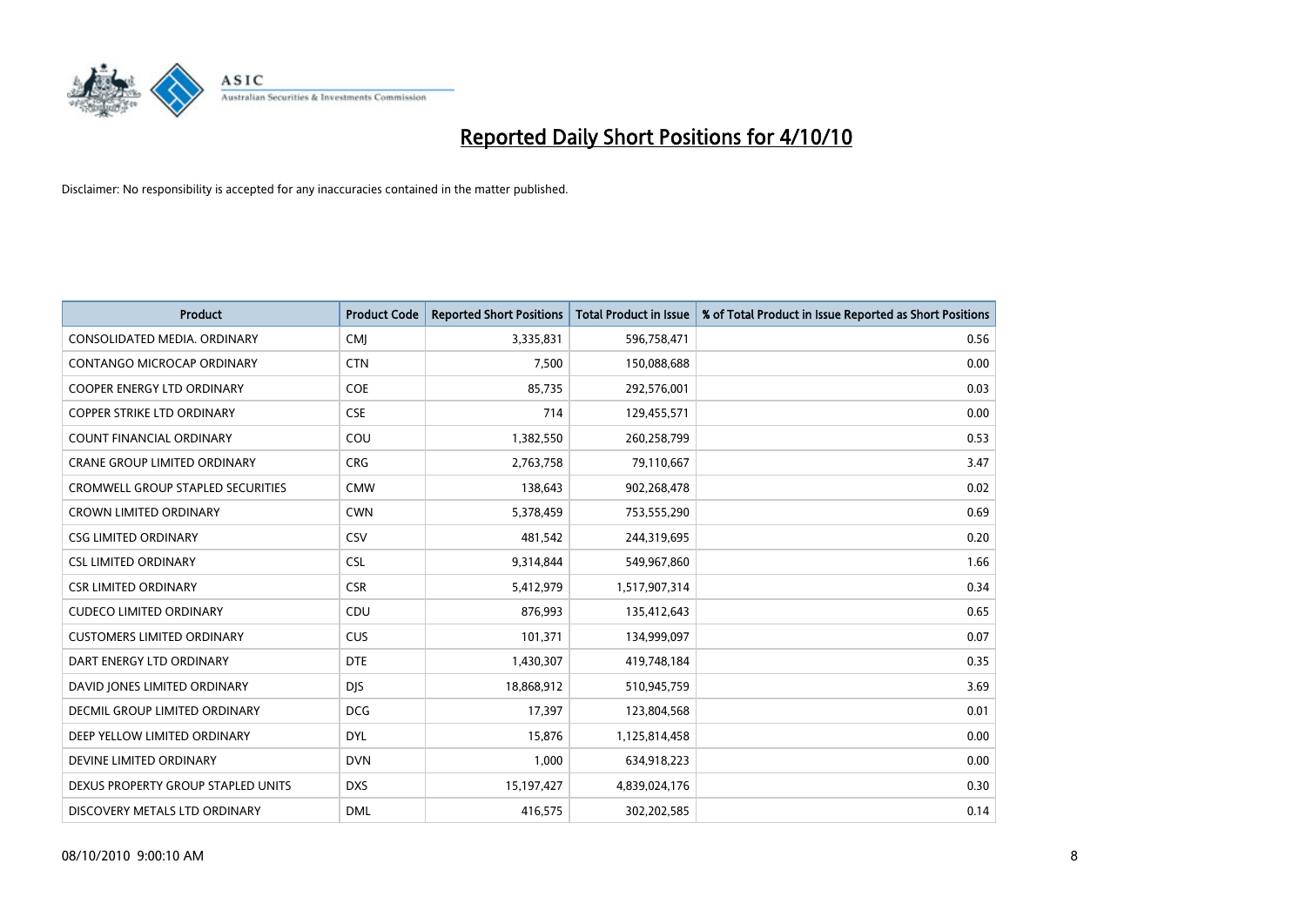# Reported Daily Short Positions for 4/10/10

Disclaimer: No responsibility is accepted for any inaccuracies contained in the matter published.

| Product | Product Code | Reported Short Positions | Total Product in Issue | % of Total Product in Issue Reported as Short Positions |
|---|---|---|---|---|
| CONSOLIDATED MEDIA. ORDINARY | CMJ | 3,335,831 | 596,758,471 | 0.56 |
| CONTANGO MICROCAP ORDINARY | CTN | 7,500 | 150,088,688 | 0.00 |
| COOPER ENERGY LTD ORDINARY | COE | 85,735 | 292,576,001 | 0.03 |
| COPPER STRIKE LTD ORDINARY | CSE | 714 | 129,455,571 | 0.00 |
| COUNT FINANCIAL ORDINARY | COU | 1,382,550 | 260,258,799 | 0.53 |
| CRANE GROUP LIMITED ORDINARY | CRG | 2,763,758 | 79,110,667 | 3.47 |
| CROMWELL GROUP STAPLED SECURITIES | CMW | 138,643 | 902,268,478 | 0.02 |
| CROWN LIMITED ORDINARY | CWN | 5,378,459 | 753,555,290 | 0.69 |
| CSG LIMITED ORDINARY | CSV | 481,542 | 244,319,695 | 0.20 |
| CSL LIMITED ORDINARY | CSL | 9,314,844 | 549,967,860 | 1.66 |
| CSR LIMITED ORDINARY | CSR | 5,412,979 | 1,517,907,314 | 0.34 |
| CUDECO LIMITED ORDINARY | CDU | 876,993 | 135,412,643 | 0.65 |
| CUSTOMERS LIMITED ORDINARY | CUS | 101,371 | 134,999,097 | 0.07 |
| DART ENERGY LTD ORDINARY | DTE | 1,430,307 | 419,748,184 | 0.35 |
| DAVID JONES LIMITED ORDINARY | DJS | 18,868,912 | 510,945,759 | 3.69 |
| DECMIL GROUP LIMITED ORDINARY | DCG | 17,397 | 123,804,568 | 0.01 |
| DEEP YELLOW LIMITED ORDINARY | DYL | 15,876 | 1,125,814,458 | 0.00 |
| DEVINE LIMITED ORDINARY | DVN | 1,000 | 634,918,223 | 0.00 |
| DEXUS PROPERTY GROUP STAPLED UNITS | DXS | 15,197,427 | 4,839,024,176 | 0.30 |
| DISCOVERY METALS LTD ORDINARY | DML | 416,575 | 302,202,585 | 0.14 |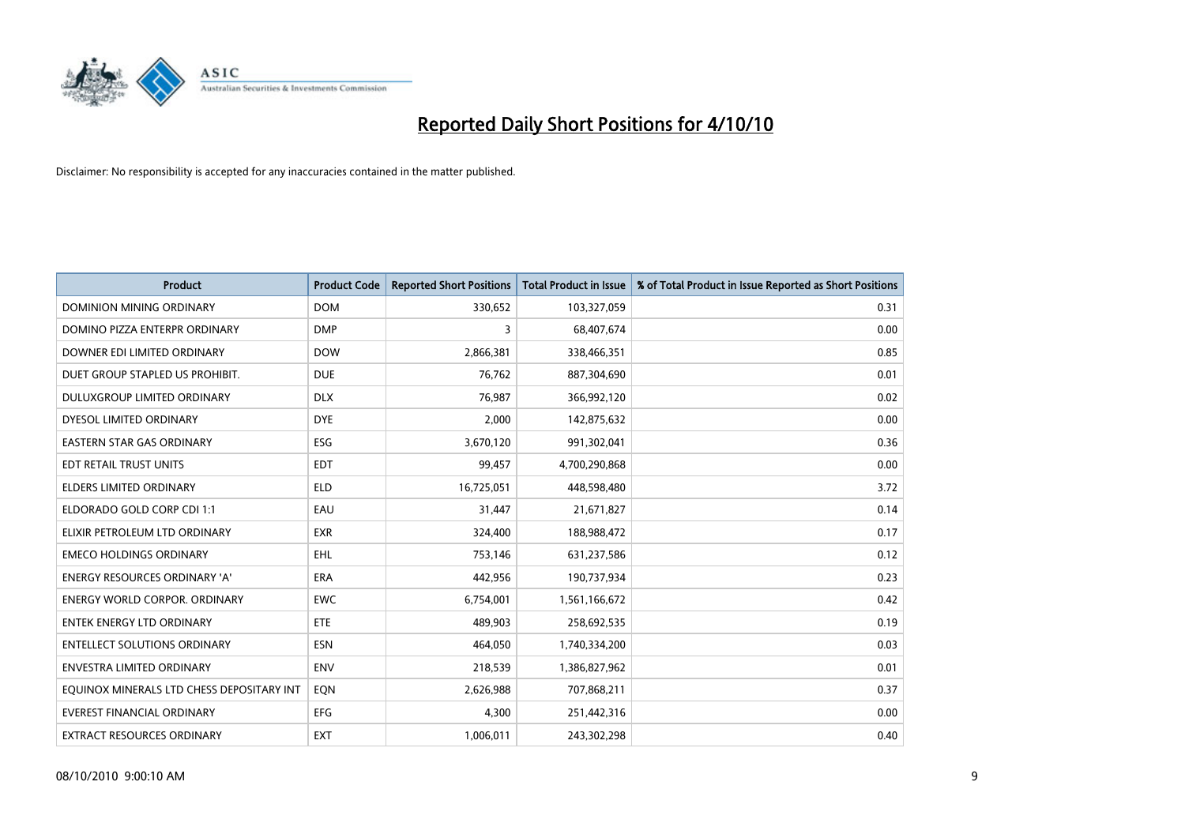# Reported Daily Short Positions for 4/10/10

Disclaimer: No responsibility is accepted for any inaccuracies contained in the matter published.

| Product | Product Code | Reported Short Positions | Total Product in Issue | % of Total Product in Issue Reported as Short Positions |
|---|---|---|---|---|
| DOMINION MINING ORDINARY | DOM | 330,652 | 103,327,059 | 0.31 |
| DOMINO PIZZA ENTERPR ORDINARY | DMP | 3 | 68,407,674 | 0.00 |
| DOWNER EDI LIMITED ORDINARY | DOW | 2,866,381 | 338,466,351 | 0.85 |
| DUET GROUP STAPLED US PROHIBIT. | DUE | 76,762 | 887,304,690 | 0.01 |
| DULUXGROUP LIMITED ORDINARY | DLX | 76,987 | 366,992,120 | 0.02 |
| DYESOL LIMITED ORDINARY | DYE | 2,000 | 142,875,632 | 0.00 |
| EASTERN STAR GAS ORDINARY | ESG | 3,670,120 | 991,302,041 | 0.36 |
| EDT RETAIL TRUST UNITS | EDT | 99,457 | 4,700,290,868 | 0.00 |
| ELDERS LIMITED ORDINARY | ELD | 16,725,051 | 448,598,480 | 3.72 |
| ELDORADO GOLD CORP CDI 1:1 | EAU | 31,447 | 21,671,827 | 0.14 |
| ELIXIR PETROLEUM LTD ORDINARY | EXR | 324,400 | 188,988,472 | 0.17 |
| EMECO HOLDINGS ORDINARY | EHL | 753,146 | 631,237,586 | 0.12 |
| ENERGY RESOURCES ORDINARY 'A' | ERA | 442,956 | 190,737,934 | 0.23 |
| ENERGY WORLD CORPOR. ORDINARY | EWC | 6,754,001 | 1,561,166,672 | 0.42 |
| ENTEK ENERGY LTD ORDINARY | ETE | 489,903 | 258,692,535 | 0.19 |
| ENTELLECT SOLUTIONS ORDINARY | ESN | 464,050 | 1,740,334,200 | 0.03 |
| ENVESTRA LIMITED ORDINARY | ENV | 218,539 | 1,386,827,962 | 0.01 |
| EQUINOX MINERALS LTD CHESS DEPOSITARY INT | EQN | 2,626,988 | 707,868,211 | 0.37 |
| EVEREST FINANCIAL ORDINARY | EFG | 4,300 | 251,442,316 | 0.00 |
| EXTRACT RESOURCES ORDINARY | EXT | 1,006,011 | 243,302,298 | 0.40 |

08/10/2010 9:00:10 AM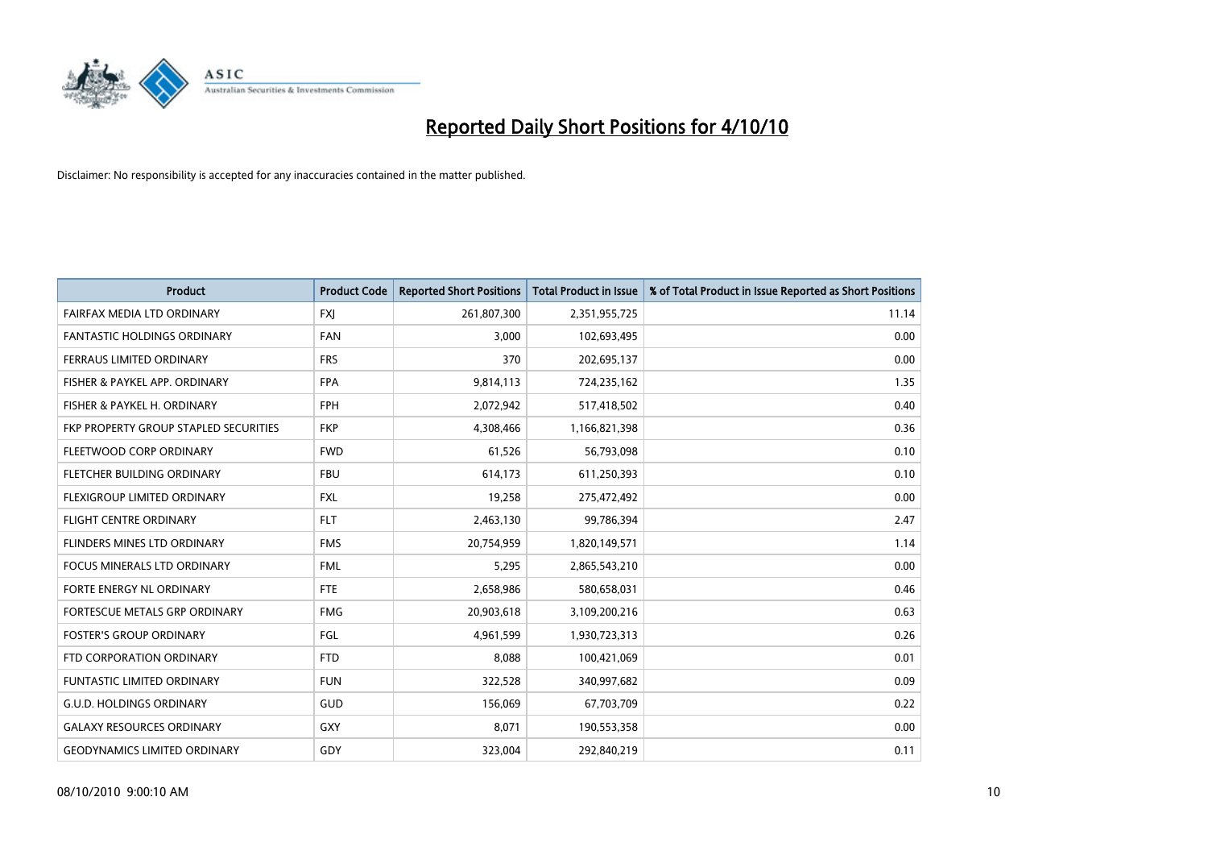# Reported Daily Short Positions for 4/10/10

Disclaimer: No responsibility is accepted for any inaccuracies contained in the matter published.

| Product | Product Code | Reported Short Positions | Total Product in Issue | % of Total Product in Issue Reported as Short Positions |
|---|---|---|---|---|
| FAIRFAX MEDIA LTD ORDINARY | FXJ | 261,807,300 | 2,351,955,725 | 11.14 |
| FANTASTIC HOLDINGS ORDINARY | FAN | 3,000 | 102,693,495 | 0.00 |
| FERRAUS LIMITED ORDINARY | FRS | 370 | 202,695,137 | 0.00 |
| FISHER & PAYKEL APP. ORDINARY | FPA | 9,814,113 | 724,235,162 | 1.35 |
| FISHER & PAYKEL H. ORDINARY | FPH | 2,072,942 | 517,418,502 | 0.40 |
| FKP PROPERTY GROUP STAPLED SECURITIES | FKP | 4,308,466 | 1,166,821,398 | 0.36 |
| FLEETWOOD CORP ORDINARY | FWD | 61,526 | 56,793,098 | 0.10 |
| FLETCHER BUILDING ORDINARY | FBU | 614,173 | 611,250,393 | 0.10 |
| FLEXIGROUP LIMITED ORDINARY | FXL | 19,258 | 275,472,492 | 0.00 |
| FLIGHT CENTRE ORDINARY | FLT | 2,463,130 | 99,786,394 | 2.47 |
| FLINDERS MINES LTD ORDINARY | FMS | 20,754,959 | 1,820,149,571 | 1.14 |
| FOCUS MINERALS LTD ORDINARY | FML | 5,295 | 2,865,543,210 | 0.00 |
| FORTE ENERGY NL ORDINARY | FTE | 2,658,986 | 580,658,031 | 0.46 |
| FORTESCUE METALS GRP ORDINARY | FMG | 20,903,618 | 3,109,200,216 | 0.63 |
| FOSTER'S GROUP ORDINARY | FGL | 4,961,599 | 1,930,723,313 | 0.26 |
| FTD CORPORATION ORDINARY | FTD | 8,088 | 100,421,069 | 0.01 |
| FUNTASTIC LIMITED ORDINARY | FUN | 322,528 | 340,997,682 | 0.09 |
| G.U.D. HOLDINGS ORDINARY | GUD | 156,069 | 67,703,709 | 0.22 |
| GALAXY RESOURCES ORDINARY | GXY | 8,071 | 190,553,358 | 0.00 |
| GEODYNAMICS LIMITED ORDINARY | GDY | 323,004 | 292,840,219 | 0.11 |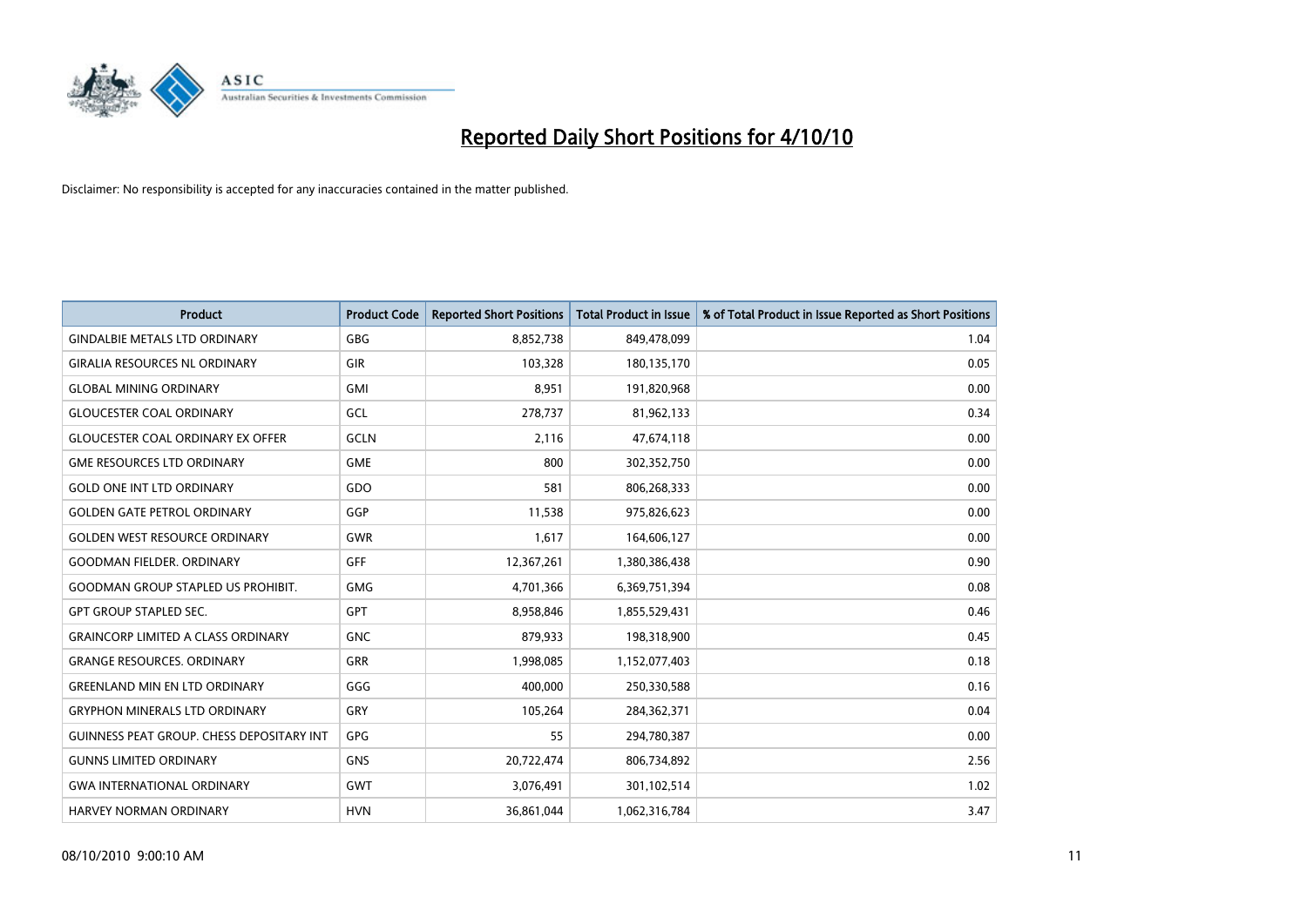# Reported Daily Short Positions for 4/10/10

Disclaimer: No responsibility is accepted for any inaccuracies contained in the matter published.

| Product | Product Code | Reported Short Positions | Total Product in Issue | % of Total Product in Issue Reported as Short Positions |
|---|---|---|---|---|
| GINDALBIE METALS LTD ORDINARY | GBG | 8,852,738 | 849,478,099 | 1.04 |
| GIRALIA RESOURCES NL ORDINARY | GIR | 103,328 | 180,135,170 | 0.05 |
| GLOBAL MINING ORDINARY | GMI | 8,951 | 191,820,968 | 0.00 |
| GLOUCESTER COAL ORDINARY | GCL | 278,737 | 81,962,133 | 0.34 |
| GLOUCESTER COAL ORDINARY EX OFFER | GCLN | 2,116 | 47,674,118 | 0.00 |
| GME RESOURCES LTD ORDINARY | GME | 800 | 302,352,750 | 0.00 |
| GOLD ONE INT LTD ORDINARY | GDO | 581 | 806,268,333 | 0.00 |
| GOLDEN GATE PETROL ORDINARY | GGP | 11,538 | 975,826,623 | 0.00 |
| GOLDEN WEST RESOURCE ORDINARY | GWR | 1,617 | 164,606,127 | 0.00 |
| GOODMAN FIELDER. ORDINARY | GFF | 12,367,261 | 1,380,386,438 | 0.90 |
| GOODMAN GROUP STAPLED US PROHIBIT. | GMG | 4,701,366 | 6,369,751,394 | 0.08 |
| GPT GROUP STAPLED SEC. | GPT | 8,958,846 | 1,855,529,431 | 0.46 |
| GRAINCORP LIMITED A CLASS ORDINARY | GNC | 879,933 | 198,318,900 | 0.45 |
| GRANGE RESOURCES. ORDINARY | GRR | 1,998,085 | 1,152,077,403 | 0.18 |
| GREENLAND MIN EN LTD ORDINARY | GGG | 400,000 | 250,330,588 | 0.16 |
| GRYPHON MINERALS LTD ORDINARY | GRY | 105,264 | 284,362,371 | 0.04 |
| GUINNESS PEAT GROUP. CHESS DEPOSITARY INT | GPG | 55 | 294,780,387 | 0.00 |
| GUNNS LIMITED ORDINARY | GNS | 20,722,474 | 806,734,892 | 2.56 |
| GWA INTERNATIONAL ORDINARY | GWT | 3,076,491 | 301,102,514 | 1.02 |
| HARVEY NORMAN ORDINARY | HVN | 36,861,044 | 1,062,316,784 | 3.47 |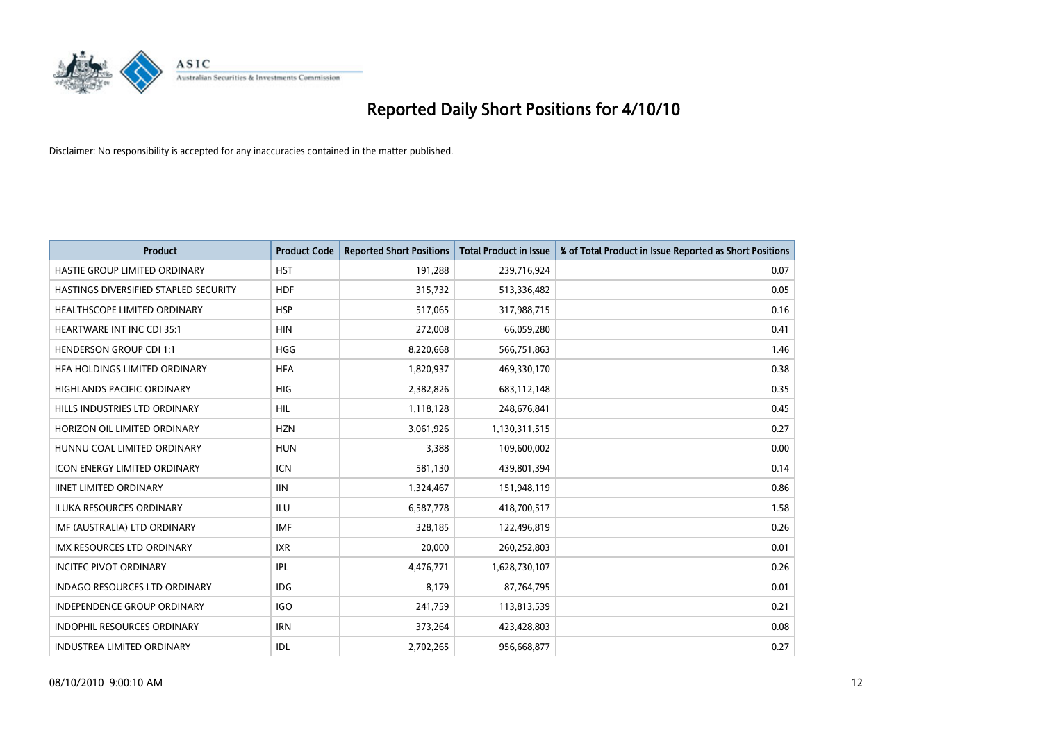# Reported Daily Short Positions for 4/10/10

Disclaimer: No responsibility is accepted for any inaccuracies contained in the matter published.

| Product | Product Code | Reported Short Positions | Total Product in Issue | % of Total Product in Issue Reported as Short Positions |
| --- | --- | --- | --- | --- |
| HASTIE GROUP LIMITED ORDINARY | HST | 191,288 | 239,716,924 | 0.07 |
| HASTINGS DIVERSIFIED STAPLED SECURITY | HDF | 315,732 | 513,336,482 | 0.05 |
| HEALTHSCOPE LIMITED ORDINARY | HSP | 517,065 | 317,988,715 | 0.16 |
| HEARTWARE INT INC CDI 35:1 | HIN | 272,008 | 66,059,280 | 0.41 |
| HENDERSON GROUP CDI 1:1 | HGG | 8,220,668 | 566,751,863 | 1.46 |
| HFA HOLDINGS LIMITED ORDINARY | HFA | 1,820,937 | 469,330,170 | 0.38 |
| HIGHLANDS PACIFIC ORDINARY | HIG | 2,382,826 | 683,112,148 | 0.35 |
| HILLS INDUSTRIES LTD ORDINARY | HIL | 1,118,128 | 248,676,841 | 0.45 |
| HORIZON OIL LIMITED ORDINARY | HZN | 3,061,926 | 1,130,311,515 | 0.27 |
| HUNNU COAL LIMITED ORDINARY | HUN | 3,388 | 109,600,002 | 0.00 |
| ICON ENERGY LIMITED ORDINARY | ICN | 581,130 | 439,801,394 | 0.14 |
| IINET LIMITED ORDINARY | IIN | 1,324,467 | 151,948,119 | 0.86 |
| ILUKA RESOURCES ORDINARY | ILU | 6,587,778 | 418,700,517 | 1.58 |
| IMF (AUSTRALIA) LTD ORDINARY | IMF | 328,185 | 122,496,819 | 0.26 |
| IMX RESOURCES LTD ORDINARY | IXR | 20,000 | 260,252,803 | 0.01 |
| INCITEC PIVOT ORDINARY | IPL | 4,476,771 | 1,628,730,107 | 0.26 |
| INDAGO RESOURCES LTD ORDINARY | IDG | 8,179 | 87,764,795 | 0.01 |
| INDEPENDENCE GROUP ORDINARY | IGO | 241,759 | 113,813,539 | 0.21 |
| INDOPHIL RESOURCES ORDINARY | IRN | 373,264 | 423,428,803 | 0.08 |
| INDUSTREA LIMITED ORDINARY | IDL | 2,702,265 | 956,668,877 | 0.27 |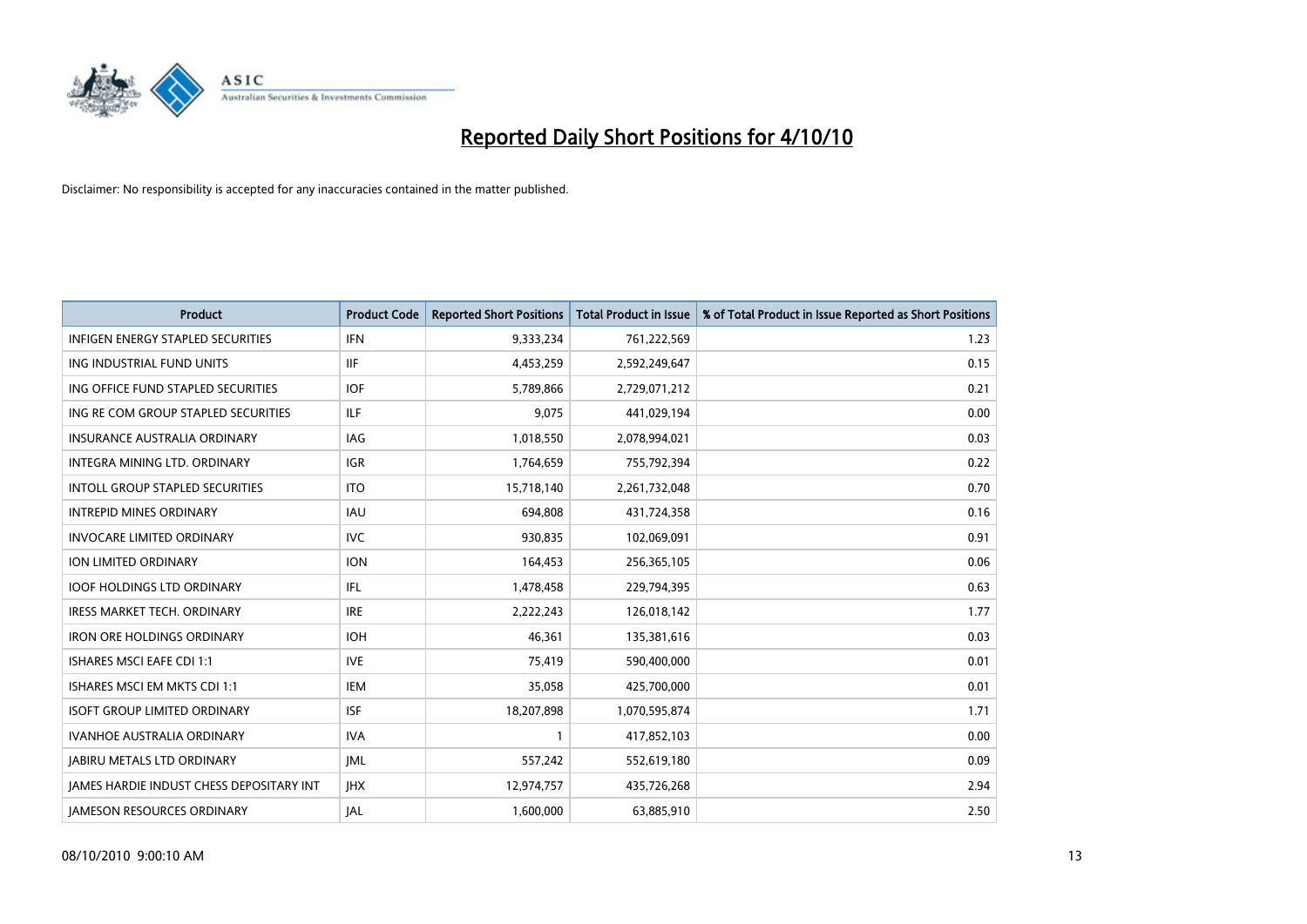# Reported Daily Short Positions for 4/10/10

Disclaimer: No responsibility is accepted for any inaccuracies contained in the matter published.

| Product | Product Code | Reported Short Positions | Total Product in Issue | % of Total Product in Issue Reported as Short Positions |
|---|---|---|---|---|
| INFIGEN ENERGY STAPLED SECURITIES | IFN | 9,333,234 | 761,222,569 | 1.23 |
| ING INDUSTRIAL FUND UNITS | IIF | 4,453,259 | 2,592,249,647 | 0.15 |
| ING OFFICE FUND STAPLED SECURITIES | IOF | 5,789,866 | 2,729,071,212 | 0.21 |
| ING RE COM GROUP STAPLED SECURITIES | ILF | 9,075 | 441,029,194 | 0.00 |
| INSURANCE AUSTRALIA ORDINARY | IAG | 1,018,550 | 2,078,994,021 | 0.03 |
| INTEGRA MINING LTD. ORDINARY | IGR | 1,764,659 | 755,792,394 | 0.22 |
| INTOLL GROUP STAPLED SECURITIES | ITO | 15,718,140 | 2,261,732,048 | 0.70 |
| INTREPID MINES ORDINARY | IAU | 694,808 | 431,724,358 | 0.16 |
| INVOCARE LIMITED ORDINARY | IVC | 930,835 | 102,069,091 | 0.91 |
| ION LIMITED ORDINARY | ION | 164,453 | 256,365,105 | 0.06 |
| IOOF HOLDINGS LTD ORDINARY | IFL | 1,478,458 | 229,794,395 | 0.63 |
| IRESS MARKET TECH. ORDINARY | IRE | 2,222,243 | 126,018,142 | 1.77 |
| IRON ORE HOLDINGS ORDINARY | IOH | 46,361 | 135,381,616 | 0.03 |
| ISHARES MSCI EAFE CDI 1:1 | IVE | 75,419 | 590,400,000 | 0.01 |
| ISHARES MSCI EM MKTS CDI 1:1 | IEM | 35,058 | 425,700,000 | 0.01 |
| ISOFT GROUP LIMITED ORDINARY | ISF | 18,207,898 | 1,070,595,874 | 1.71 |
| IVANHOE AUSTRALIA ORDINARY | IVA | 1 | 417,852,103 | 0.00 |
| JABIRU METALS LTD ORDINARY | JML | 557,242 | 552,619,180 | 0.09 |
| JAMES HARDIE INDUST CHESS DEPOSITARY INT | JHX | 12,974,757 | 435,726,268 | 2.94 |
| JAMESON RESOURCES ORDINARY | JAL | 1,600,000 | 63,885,910 | 2.50 |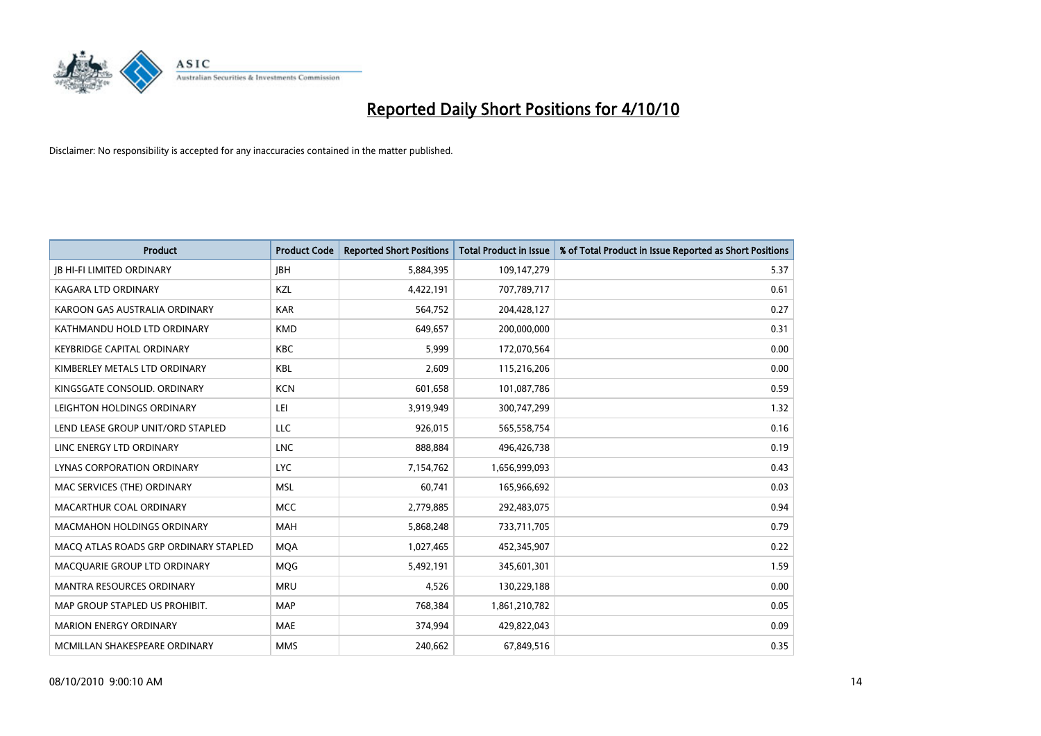# Reported Daily Short Positions for 4/10/10

Disclaimer: No responsibility is accepted for any inaccuracies contained in the matter published.

| Product | Product Code | Reported Short Positions | Total Product in Issue | % of Total Product in Issue Reported as Short Positions |
|---|---|---|---|---|
| JB HI-FI LIMITED ORDINARY | JBH | 5,884,395 | 109,147,279 | 5.37 |
| KAGARA LTD ORDINARY | KZL | 4,422,191 | 707,789,717 | 0.61 |
| KAROON GAS AUSTRALIA ORDINARY | KAR | 564,752 | 204,428,127 | 0.27 |
| KATHMANDU HOLD LTD ORDINARY | KMD | 649,657 | 200,000,000 | 0.31 |
| KEYBRIDGE CAPITAL ORDINARY | KBC | 5,999 | 172,070,564 | 0.00 |
| KIMBERLEY METALS LTD ORDINARY | KBL | 2,609 | 115,216,206 | 0.00 |
| KINGSGATE CONSOLID. ORDINARY | KCN | 601,658 | 101,087,786 | 0.59 |
| LEIGHTON HOLDINGS ORDINARY | LEI | 3,919,949 | 300,747,299 | 1.32 |
| LEND LEASE GROUP UNIT/ORD STAPLED | LLC | 926,015 | 565,558,754 | 0.16 |
| LINC ENERGY LTD ORDINARY | LNC | 888,884 | 496,426,738 | 0.19 |
| LYNAS CORPORATION ORDINARY | LYC | 7,154,762 | 1,656,999,093 | 0.43 |
| MAC SERVICES (THE) ORDINARY | MSL | 60,741 | 165,966,692 | 0.03 |
| MACARTHUR COAL ORDINARY | MCC | 2,779,885 | 292,483,075 | 0.94 |
| MACMAHON HOLDINGS ORDINARY | MAH | 5,868,248 | 733,711,705 | 0.79 |
| MACQ ATLAS ROADS GRP ORDINARY STAPLED | MQA | 1,027,465 | 452,345,907 | 0.22 |
| MACQUARIE GROUP LTD ORDINARY | MQG | 5,492,191 | 345,601,301 | 1.59 |
| MANTRA RESOURCES ORDINARY | MRU | 4,526 | 130,229,188 | 0.00 |
| MAP GROUP STAPLED US PROHIBIT. | MAP | 768,384 | 1,861,210,782 | 0.05 |
| MARION ENERGY ORDINARY | MAE | 374,994 | 429,822,043 | 0.09 |
| MCMILLAN SHAKESPEARE ORDINARY | MMS | 240,662 | 67,849,516 | 0.35 |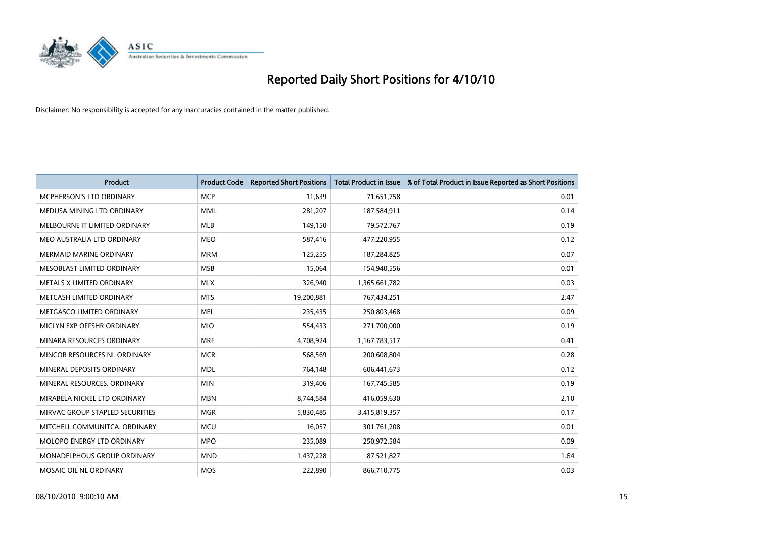# Reported Daily Short Positions for 4/10/10

Disclaimer: No responsibility is accepted for any inaccuracies contained in the matter published.

| Product | Product Code | Reported Short Positions | Total Product in Issue | % of Total Product in Issue Reported as Short Positions |
|---|---|---|---|---|
| MCPHERSON'S LTD ORDINARY | MCP | 11,639 | 71,651,758 | 0.01 |
| MEDUSA MINING LTD ORDINARY | MML | 281,207 | 187,584,911 | 0.14 |
| MELBOURNE IT LIMITED ORDINARY | MLB | 149,150 | 79,572,767 | 0.19 |
| MEO AUSTRALIA LTD ORDINARY | MEO | 587,416 | 477,220,955 | 0.12 |
| MERMAID MARINE ORDINARY | MRM | 125,255 | 187,284,825 | 0.07 |
| MESOBLAST LIMITED ORDINARY | MSB | 15,064 | 154,940,556 | 0.01 |
| METALS X LIMITED ORDINARY | MLX | 326,940 | 1,365,661,782 | 0.03 |
| METCASH LIMITED ORDINARY | MTS | 19,200,881 | 767,434,251 | 2.47 |
| METGASCO LIMITED ORDINARY | MEL | 235,435 | 250,803,468 | 0.09 |
| MICLYN EXP OFFSHR ORDINARY | MIO | 554,433 | 271,700,000 | 0.19 |
| MINARA RESOURCES ORDINARY | MRE | 4,708,924 | 1,167,783,517 | 0.41 |
| MINCOR RESOURCES NL ORDINARY | MCR | 568,569 | 200,608,804 | 0.28 |
| MINERAL DEPOSITS ORDINARY | MDL | 764,148 | 606,441,673 | 0.12 |
| MINERAL RESOURCES. ORDINARY | MIN | 319,406 | 167,745,585 | 0.19 |
| MIRABELA NICKEL LTD ORDINARY | MBN | 8,744,584 | 416,059,630 | 2.10 |
| MIRVAC GROUP STAPLED SECURITIES | MGR | 5,830,485 | 3,415,819,357 | 0.17 |
| MITCHELL COMMUNITCA. ORDINARY | MCU | 16,057 | 301,761,208 | 0.01 |
| MOLOPO ENERGY LTD ORDINARY | MPO | 235,089 | 250,972,584 | 0.09 |
| MONADELPHOUS GROUP ORDINARY | MND | 1,437,228 | 87,521,827 | 1.64 |
| MOSAIC OIL NL ORDINARY | MOS | 222,890 | 866,710,775 | 0.03 |

08/10/2010 9:00:10 AM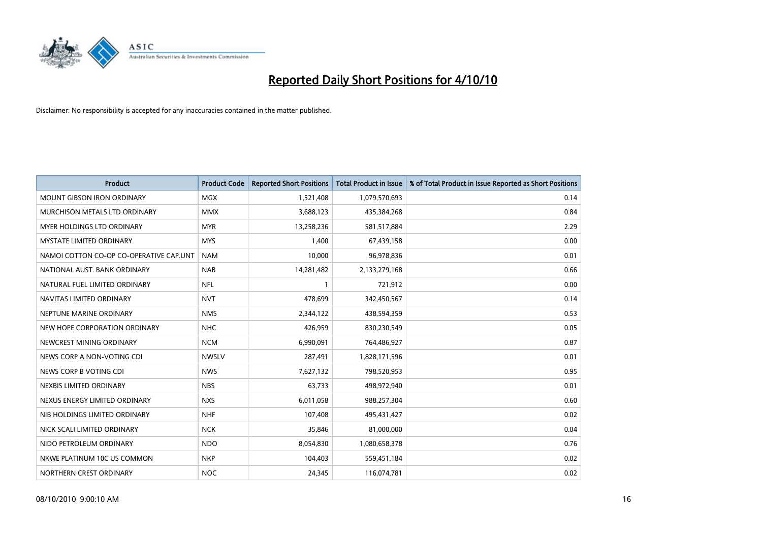# Reported Daily Short Positions for 4/10/10

Disclaimer: No responsibility is accepted for any inaccuracies contained in the matter published.

| Product | Product Code | Reported Short Positions | Total Product in Issue | % of Total Product in Issue Reported as Short Positions |
|---|---|---|---|---|
| MOUNT GIBSON IRON ORDINARY | MGX | 1,521,408 | 1,079,570,693 | 0.14 |
| MURCHISON METALS LTD ORDINARY | MMX | 3,688,123 | 435,384,268 | 0.84 |
| MYER HOLDINGS LTD ORDINARY | MYR | 13,258,236 | 581,517,884 | 2.29 |
| MYSTATE LIMITED ORDINARY | MYS | 1,400 | 67,439,158 | 0.00 |
| NAMOI COTTON CO-OP CO-OPERATIVE CAP.UNT | NAM | 10,000 | 96,978,836 | 0.01 |
| NATIONAL AUST. BANK ORDINARY | NAB | 14,281,482 | 2,133,279,168 | 0.66 |
| NATURAL FUEL LIMITED ORDINARY | NFL | 1 | 721,912 | 0.00 |
| NAVITAS LIMITED ORDINARY | NVT | 478,699 | 342,450,567 | 0.14 |
| NEPTUNE MARINE ORDINARY | NMS | 2,344,122 | 438,594,359 | 0.53 |
| NEW HOPE CORPORATION ORDINARY | NHC | 426,959 | 830,230,549 | 0.05 |
| NEWCREST MINING ORDINARY | NCM | 6,990,091 | 764,486,927 | 0.87 |
| NEWS CORP A NON-VOTING CDI | NWSLV | 287,491 | 1,828,171,596 | 0.01 |
| NEWS CORP B VOTING CDI | NWS | 7,627,132 | 798,520,953 | 0.95 |
| NEXBIS LIMITED ORDINARY | NBS | 63,733 | 498,972,940 | 0.01 |
| NEXUS ENERGY LIMITED ORDINARY | NXS | 6,011,058 | 988,257,304 | 0.60 |
| NIB HOLDINGS LIMITED ORDINARY | NHF | 107,408 | 495,431,427 | 0.02 |
| NICK SCALI LIMITED ORDINARY | NCK | 35,846 | 81,000,000 | 0.04 |
| NIDO PETROLEUM ORDINARY | NDO | 8,054,830 | 1,080,658,378 | 0.76 |
| NKWE PLATINUM 10C US COMMON | NKP | 104,403 | 559,451,184 | 0.02 |
| NORTHERN CREST ORDINARY | NOC | 24,345 | 116,074,781 | 0.02 |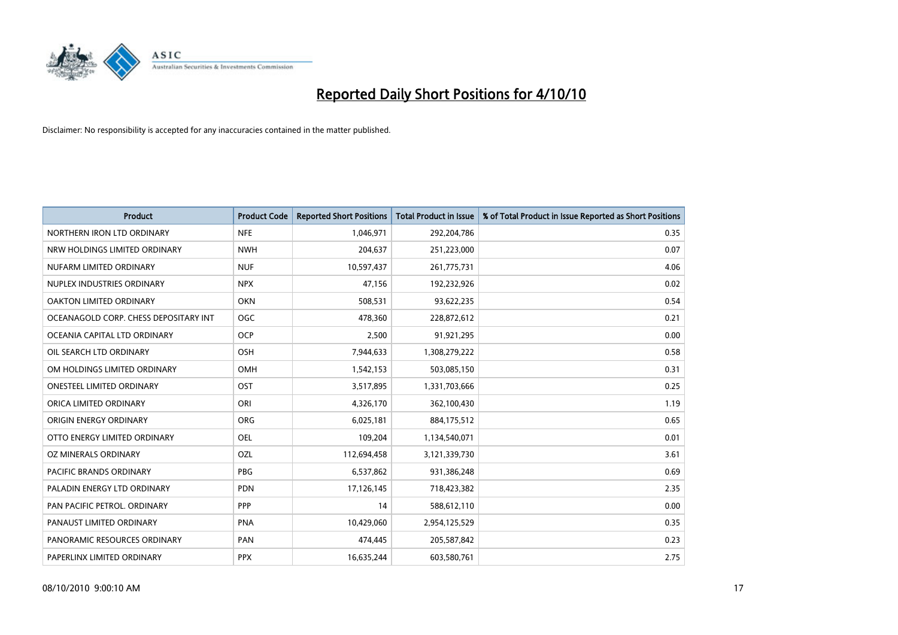# Reported Daily Short Positions for 4/10/10

Disclaimer: No responsibility is accepted for any inaccuracies contained in the matter published.

| Product | Product Code | Reported Short Positions | Total Product in Issue | % of Total Product in Issue Reported as Short Positions |
|---|---|---|---|---|
| NORTHERN IRON LTD ORDINARY | NFE | 1,046,971 | 292,204,786 | 0.35 |
| NRW HOLDINGS LIMITED ORDINARY | NWH | 204,637 | 251,223,000 | 0.07 |
| NUFARM LIMITED ORDINARY | NUF | 10,597,437 | 261,775,731 | 4.06 |
| NUPLEX INDUSTRIES ORDINARY | NPX | 47,156 | 192,232,926 | 0.02 |
| OAKTON LIMITED ORDINARY | OKN | 508,531 | 93,622,235 | 0.54 |
| OCEANAGOLD CORP. CHESS DEPOSITARY INT | OGC | 478,360 | 228,872,612 | 0.21 |
| OCEANIA CAPITAL LTD ORDINARY | OCP | 2,500 | 91,921,295 | 0.00 |
| OIL SEARCH LTD ORDINARY | OSH | 7,944,633 | 1,308,279,222 | 0.58 |
| OM HOLDINGS LIMITED ORDINARY | OMH | 1,542,153 | 503,085,150 | 0.31 |
| ONESTEEL LIMITED ORDINARY | OST | 3,517,895 | 1,331,703,666 | 0.25 |
| ORICA LIMITED ORDINARY | ORI | 4,326,170 | 362,100,430 | 1.19 |
| ORIGIN ENERGY ORDINARY | ORG | 6,025,181 | 884,175,512 | 0.65 |
| OTTO ENERGY LIMITED ORDINARY | OEL | 109,204 | 1,134,540,071 | 0.01 |
| OZ MINERALS ORDINARY | OZL | 112,694,458 | 3,121,339,730 | 3.61 |
| PACIFIC BRANDS ORDINARY | PBG | 6,537,862 | 931,386,248 | 0.69 |
| PALADIN ENERGY LTD ORDINARY | PDN | 17,126,145 | 718,423,382 | 2.35 |
| PAN PACIFIC PETROL. ORDINARY | PPP | 14 | 588,612,110 | 0.00 |
| PANAUST LIMITED ORDINARY | PNA | 10,429,060 | 2,954,125,529 | 0.35 |
| PANORAMIC RESOURCES ORDINARY | PAN | 474,445 | 205,587,842 | 0.23 |
| PAPERLINX LIMITED ORDINARY | PPX | 16,635,244 | 603,580,761 | 2.75 |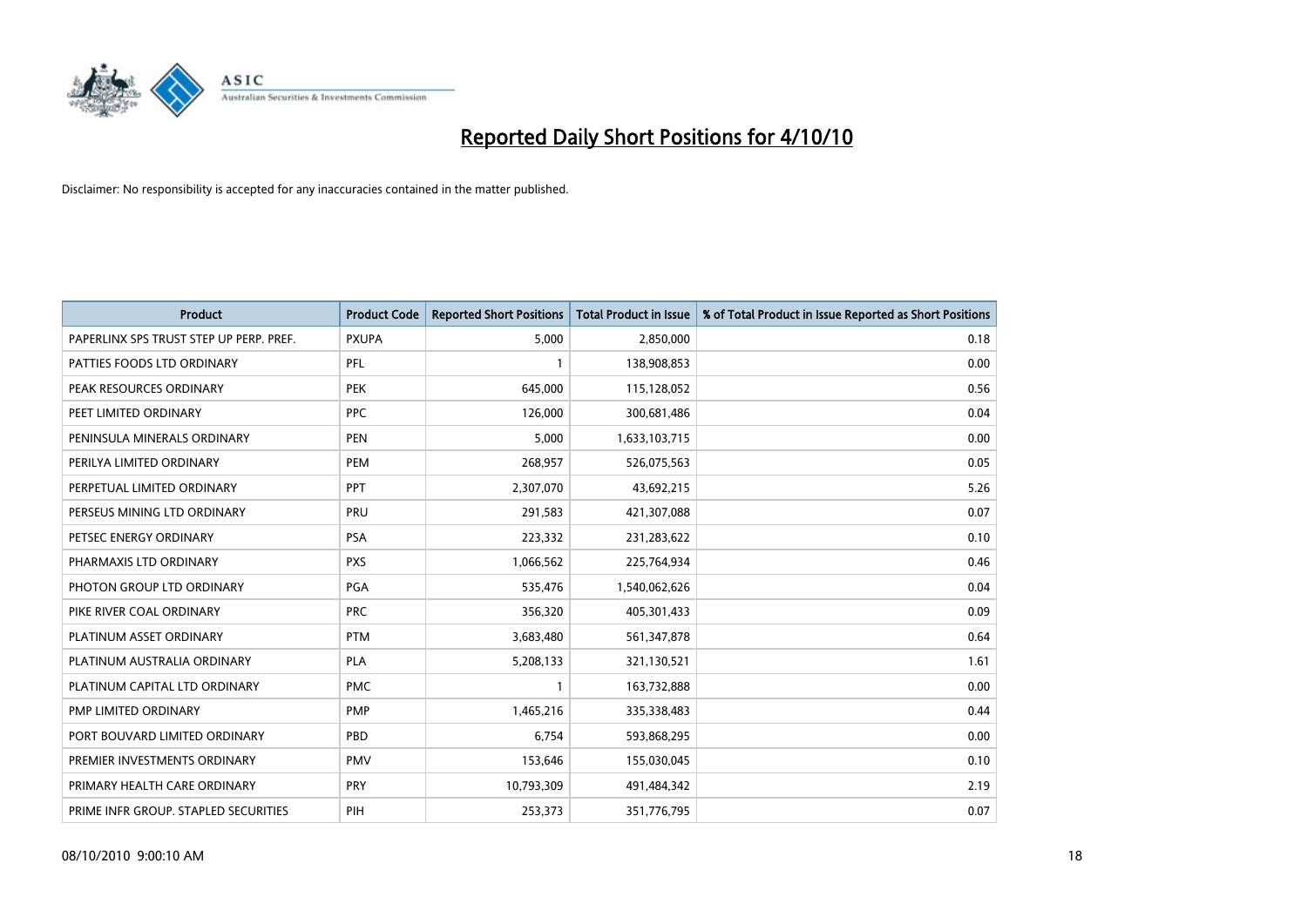# Reported Daily Short Positions for 4/10/10

Disclaimer: No responsibility is accepted for any inaccuracies contained in the matter published.

| Product | Product Code | Reported Short Positions | Total Product in Issue | % of Total Product in Issue Reported as Short Positions |
|---|---|---|---|---|
| PAPERLINX SPS TRUST STEP UP PERP. PREF. | PXUPA | 5,000 | 2,850,000 | 0.18 |
| PATTIES FOODS LTD ORDINARY | PFL | 1 | 138,908,853 | 0.00 |
| PEAK RESOURCES ORDINARY | PEK | 645,000 | 115,128,052 | 0.56 |
| PEET LIMITED ORDINARY | PPC | 126,000 | 300,681,486 | 0.04 |
| PENINSULA MINERALS ORDINARY | PEN | 5,000 | 1,633,103,715 | 0.00 |
| PERILYA LIMITED ORDINARY | PEM | 268,957 | 526,075,563 | 0.05 |
| PERPETUAL LIMITED ORDINARY | PPT | 2,307,070 | 43,692,215 | 5.26 |
| PERSEUS MINING LTD ORDINARY | PRU | 291,583 | 421,307,088 | 0.07 |
| PETSEC ENERGY ORDINARY | PSA | 223,332 | 231,283,622 | 0.10 |
| PHARMAXIS LTD ORDINARY | PXS | 1,066,562 | 225,764,934 | 0.46 |
| PHOTON GROUP LTD ORDINARY | PGA | 535,476 | 1,540,062,626 | 0.04 |
| PIKE RIVER COAL ORDINARY | PRC | 356,320 | 405,301,433 | 0.09 |
| PLATINUM ASSET ORDINARY | PTM | 3,683,480 | 561,347,878 | 0.64 |
| PLATINUM AUSTRALIA ORDINARY | PLA | 5,208,133 | 321,130,521 | 1.61 |
| PLATINUM CAPITAL LTD ORDINARY | PMC | 1 | 163,732,888 | 0.00 |
| PMP LIMITED ORDINARY | PMP | 1,465,216 | 335,338,483 | 0.44 |
| PORT BOUVARD LIMITED ORDINARY | PBD | 6,754 | 593,868,295 | 0.00 |
| PREMIER INVESTMENTS ORDINARY | PMV | 153,646 | 155,030,045 | 0.10 |
| PRIMARY HEALTH CARE ORDINARY | PRY | 10,793,309 | 491,484,342 | 2.19 |
| PRIME INFR GROUP. STAPLED SECURITIES | PIH | 253,373 | 351,776,795 | 0.07 |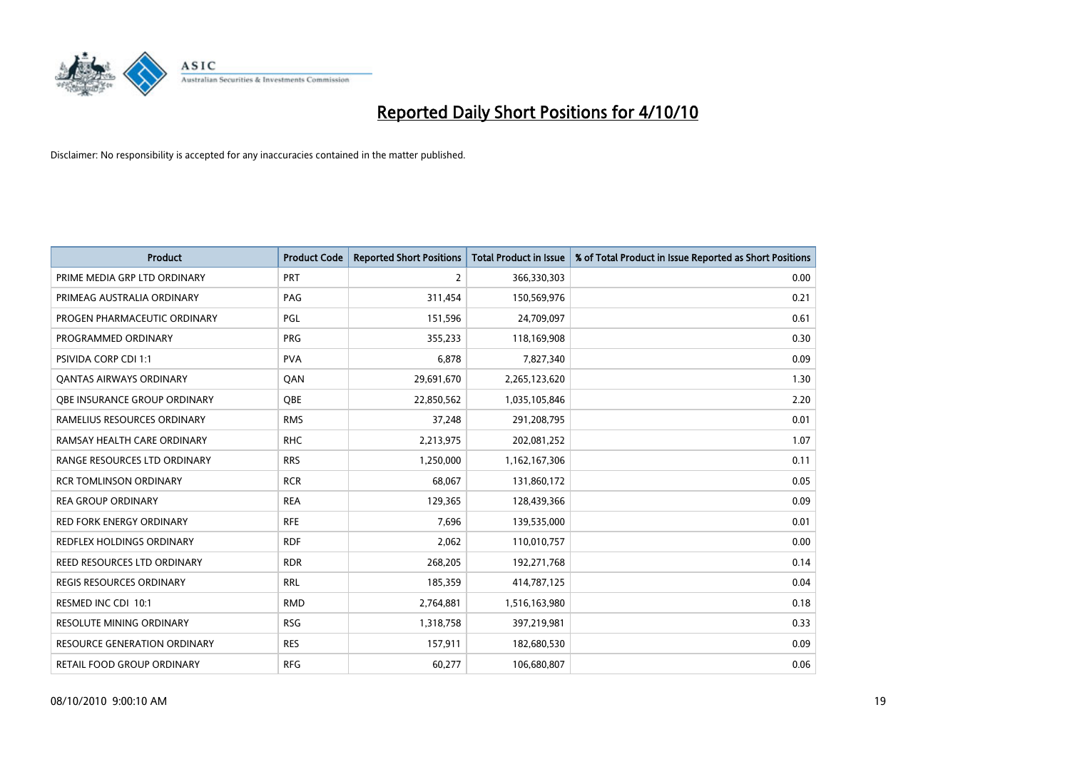# Reported Daily Short Positions for 4/10/10

Disclaimer: No responsibility is accepted for any inaccuracies contained in the matter published.

| Product | Product Code | Reported Short Positions | Total Product in Issue | % of Total Product in Issue Reported as Short Positions |
|---|---|---|---|---|
| PRIME MEDIA GRP LTD ORDINARY | PRT | 2 | 366,330,303 | 0.00 |
| PRIMEAG AUSTRALIA ORDINARY | PAG | 311,454 | 150,569,976 | 0.21 |
| PROGEN PHARMACEUTIC ORDINARY | PGL | 151,596 | 24,709,097 | 0.61 |
| PROGRAMMED ORDINARY | PRG | 355,233 | 118,169,908 | 0.30 |
| PSIVIDA CORP CDI 1:1 | PVA | 6,878 | 7,827,340 | 0.09 |
| QANTAS AIRWAYS ORDINARY | QAN | 29,691,670 | 2,265,123,620 | 1.30 |
| QBE INSURANCE GROUP ORDINARY | QBE | 22,850,562 | 1,035,105,846 | 2.20 |
| RAMELIUS RESOURCES ORDINARY | RMS | 37,248 | 291,208,795 | 0.01 |
| RAMSAY HEALTH CARE ORDINARY | RHC | 2,213,975 | 202,081,252 | 1.07 |
| RANGE RESOURCES LTD ORDINARY | RRS | 1,250,000 | 1,162,167,306 | 0.11 |
| RCR TOMLINSON ORDINARY | RCR | 68,067 | 131,860,172 | 0.05 |
| REA GROUP ORDINARY | REA | 129,365 | 128,439,366 | 0.09 |
| RED FORK ENERGY ORDINARY | RFE | 7,696 | 139,535,000 | 0.01 |
| REDFLEX HOLDINGS ORDINARY | RDF | 2,062 | 110,010,757 | 0.00 |
| REED RESOURCES LTD ORDINARY | RDR | 268,205 | 192,271,768 | 0.14 |
| REGIS RESOURCES ORDINARY | RRL | 185,359 | 414,787,125 | 0.04 |
| RESMED INC CDI 10:1 | RMD | 2,764,881 | 1,516,163,980 | 0.18 |
| RESOLUTE MINING ORDINARY | RSG | 1,318,758 | 397,219,981 | 0.33 |
| RESOURCE GENERATION ORDINARY | RES | 157,911 | 182,680,530 | 0.09 |
| RETAIL FOOD GROUP ORDINARY | RFG | 60,277 | 106,680,807 | 0.06 |

08/10/2010 9:00:10 AM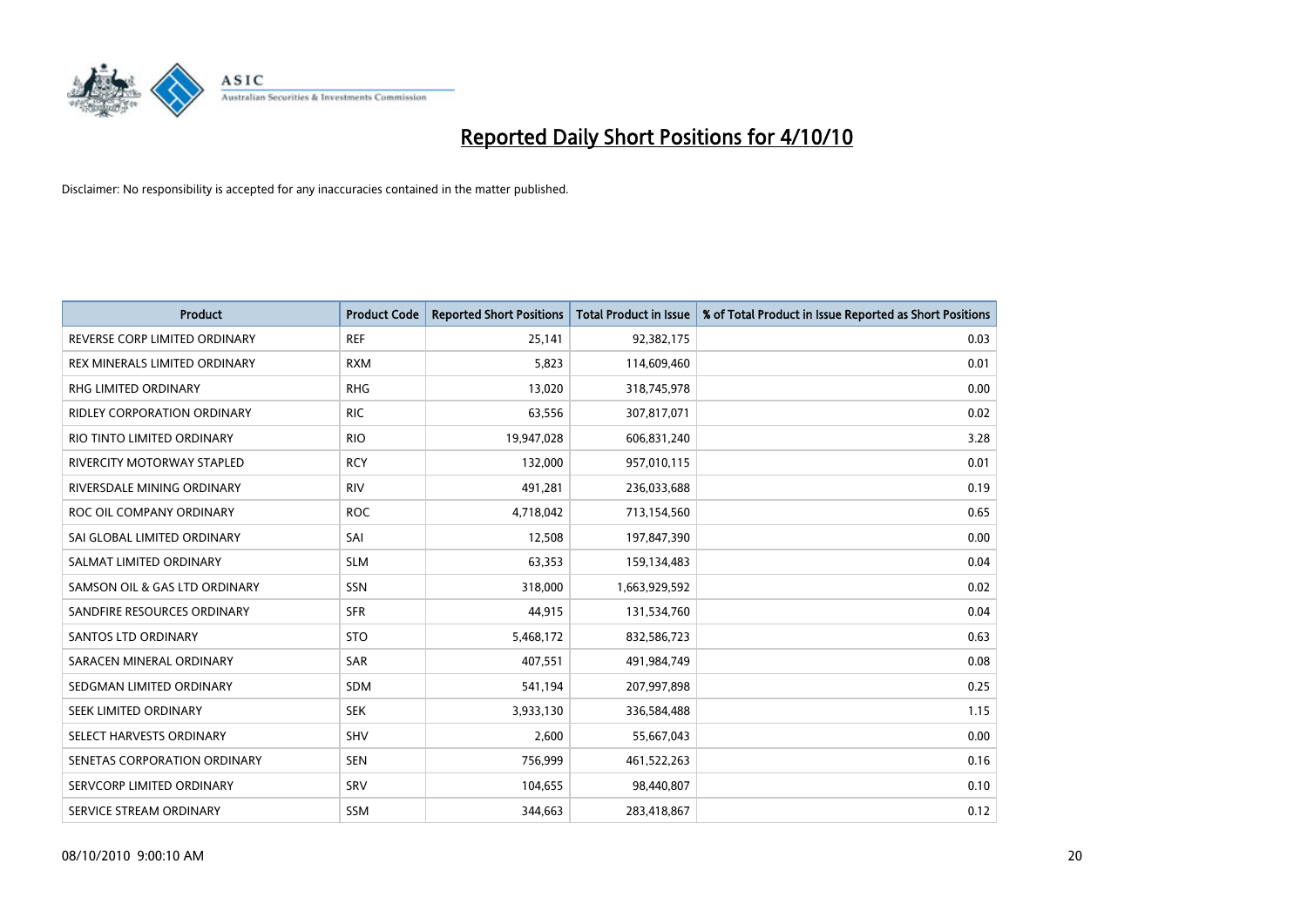# Reported Daily Short Positions for 4/10/10

Disclaimer: No responsibility is accepted for any inaccuracies contained in the matter published.

| Product | Product Code | Reported Short Positions | Total Product in Issue | % of Total Product in Issue Reported as Short Positions |
| --- | --- | --- | --- | --- |
| REVERSE CORP LIMITED ORDINARY | REF | 25,141 | 92,382,175 | 0.03 |
| REX MINERALS LIMITED ORDINARY | RXM | 5,823 | 114,609,460 | 0.01 |
| RHG LIMITED ORDINARY | RHG | 13,020 | 318,745,978 | 0.00 |
| RIDLEY CORPORATION ORDINARY | RIC | 63,556 | 307,817,071 | 0.02 |
| RIO TINTO LIMITED ORDINARY | RIO | 19,947,028 | 606,831,240 | 3.28 |
| RIVERCITY MOTORWAY STAPLED | RCY | 132,000 | 957,010,115 | 0.01 |
| RIVERSDALE MINING ORDINARY | RIV | 491,281 | 236,033,688 | 0.19 |
| ROC OIL COMPANY ORDINARY | ROC | 4,718,042 | 713,154,560 | 0.65 |
| SAI GLOBAL LIMITED ORDINARY | SAI | 12,508 | 197,847,390 | 0.00 |
| SALMAT LIMITED ORDINARY | SLM | 63,353 | 159,134,483 | 0.04 |
| SAMSON OIL & GAS LTD ORDINARY | SSN | 318,000 | 1,663,929,592 | 0.02 |
| SANDFIRE RESOURCES ORDINARY | SFR | 44,915 | 131,534,760 | 0.04 |
| SANTOS LTD ORDINARY | STO | 5,468,172 | 832,586,723 | 0.63 |
| SARACEN MINERAL ORDINARY | SAR | 407,551 | 491,984,749 | 0.08 |
| SEDGMAN LIMITED ORDINARY | SDM | 541,194 | 207,997,898 | 0.25 |
| SEEK LIMITED ORDINARY | SEK | 3,933,130 | 336,584,488 | 1.15 |
| SELECT HARVESTS ORDINARY | SHV | 2,600 | 55,667,043 | 0.00 |
| SENETAS CORPORATION ORDINARY | SEN | 756,999 | 461,522,263 | 0.16 |
| SERVCORP LIMITED ORDINARY | SRV | 104,655 | 98,440,807 | 0.10 |
| SERVICE STREAM ORDINARY | SSM | 344,663 | 283,418,867 | 0.12 |

08/10/2010 9:00:10 AM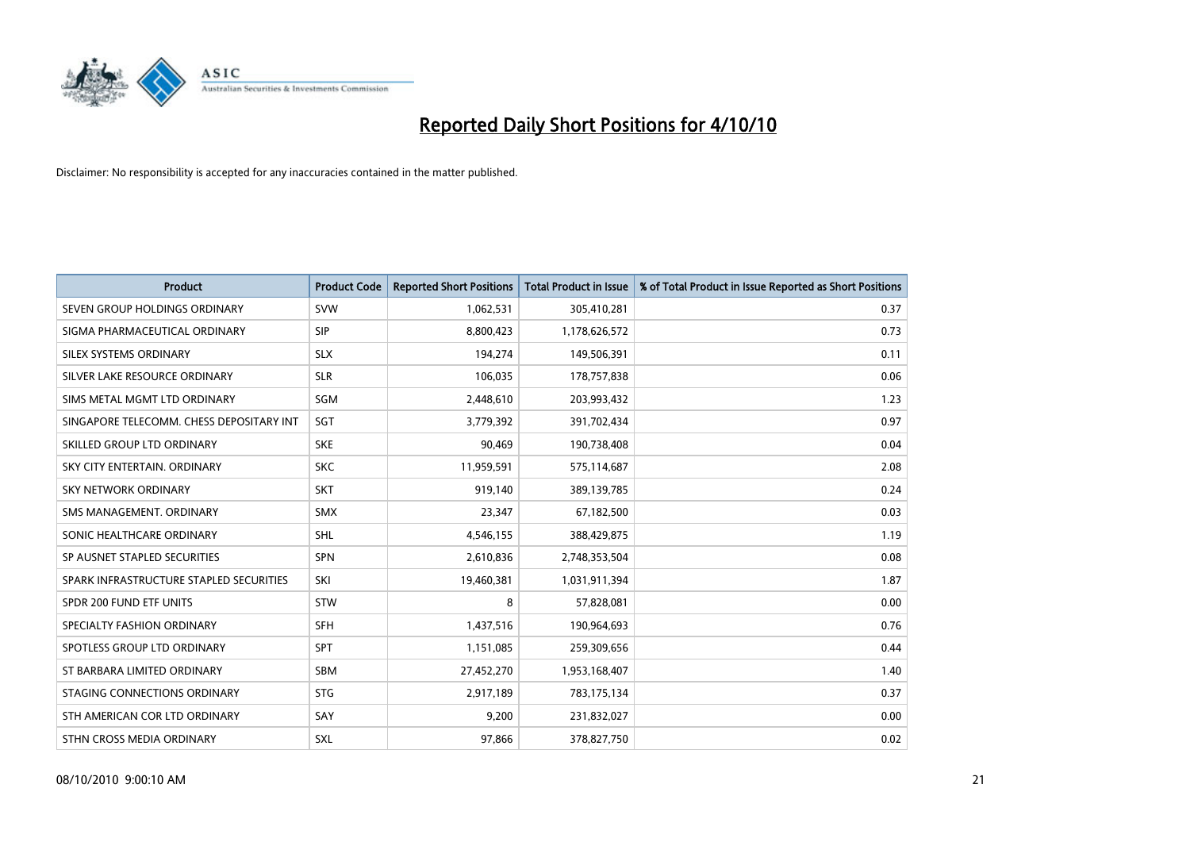# Reported Daily Short Positions for 4/10/10

Disclaimer: No responsibility is accepted for any inaccuracies contained in the matter published.

| Product | Product Code | Reported Short Positions | Total Product in Issue | % of Total Product in Issue Reported as Short Positions |
|---|---|---|---|---|
| SEVEN GROUP HOLDINGS ORDINARY | SVW | 1,062,531 | 305,410,281 | 0.37 |
| SIGMA PHARMACEUTICAL ORDINARY | SIP | 8,800,423 | 1,178,626,572 | 0.73 |
| SILEX SYSTEMS ORDINARY | SLX | 194,274 | 149,506,391 | 0.11 |
| SILVER LAKE RESOURCE ORDINARY | SLR | 106,035 | 178,757,838 | 0.06 |
| SIMS METAL MGMT LTD ORDINARY | SGM | 2,448,610 | 203,993,432 | 1.23 |
| SINGAPORE TELECOMM. CHESS DEPOSITARY INT | SGT | 3,779,392 | 391,702,434 | 0.97 |
| SKILLED GROUP LTD ORDINARY | SKE | 90,469 | 190,738,408 | 0.04 |
| SKY CITY ENTERTAIN. ORDINARY | SKC | 11,959,591 | 575,114,687 | 2.08 |
| SKY NETWORK ORDINARY | SKT | 919,140 | 389,139,785 | 0.24 |
| SMS MANAGEMENT. ORDINARY | SMX | 23,347 | 67,182,500 | 0.03 |
| SONIC HEALTHCARE ORDINARY | SHL | 4,546,155 | 388,429,875 | 1.19 |
| SP AUSNET STAPLED SECURITIES | SPN | 2,610,836 | 2,748,353,504 | 0.08 |
| SPARK INFRASTRUCTURE STAPLED SECURITIES | SKI | 19,460,381 | 1,031,911,394 | 1.87 |
| SPDR 200 FUND ETF UNITS | STW | 8 | 57,828,081 | 0.00 |
| SPECIALTY FASHION ORDINARY | SFH | 1,437,516 | 190,964,693 | 0.76 |
| SPOTLESS GROUP LTD ORDINARY | SPT | 1,151,085 | 259,309,656 | 0.44 |
| ST BARBARA LIMITED ORDINARY | SBM | 27,452,270 | 1,953,168,407 | 1.40 |
| STAGING CONNECTIONS ORDINARY | STG | 2,917,189 | 783,175,134 | 0.37 |
| STH AMERICAN COR LTD ORDINARY | SAY | 9,200 | 231,832,027 | 0.00 |
| STHN CROSS MEDIA ORDINARY | SXL | 97,866 | 378,827,750 | 0.02 |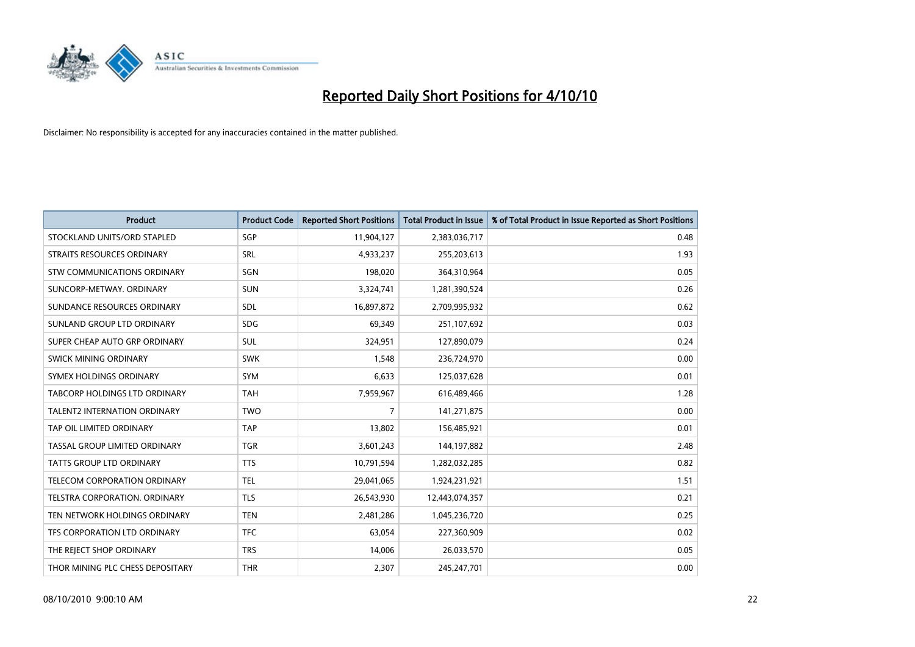# Reported Daily Short Positions for 4/10/10

Disclaimer: No responsibility is accepted for any inaccuracies contained in the matter published.

| Product | Product Code | Reported Short Positions | Total Product in Issue | % of Total Product in Issue Reported as Short Positions |
|---|---|---|---|---|
| STOCKLAND UNITS/ORD STAPLED | SGP | 11,904,127 | 2,383,036,717 | 0.48 |
| STRAITS RESOURCES ORDINARY | SRL | 4,933,237 | 255,203,613 | 1.93 |
| STW COMMUNICATIONS ORDINARY | SGN | 198,020 | 364,310,964 | 0.05 |
| SUNCORP-METWAY. ORDINARY | SUN | 3,324,741 | 1,281,390,524 | 0.26 |
| SUNDANCE RESOURCES ORDINARY | SDL | 16,897,872 | 2,709,995,932 | 0.62 |
| SUNLAND GROUP LTD ORDINARY | SDG | 69,349 | 251,107,692 | 0.03 |
| SUPER CHEAP AUTO GRP ORDINARY | SUL | 324,951 | 127,890,079 | 0.24 |
| SWICK MINING ORDINARY | SWK | 1,548 | 236,724,970 | 0.00 |
| SYMEX HOLDINGS ORDINARY | SYM | 6,633 | 125,037,628 | 0.01 |
| TABCORP HOLDINGS LTD ORDINARY | TAH | 7,959,967 | 616,489,466 | 1.28 |
| TALENT2 INTERNATION ORDINARY | TWO | 7 | 141,271,875 | 0.00 |
| TAP OIL LIMITED ORDINARY | TAP | 13,802 | 156,485,921 | 0.01 |
| TASSAL GROUP LIMITED ORDINARY | TGR | 3,601,243 | 144,197,882 | 2.48 |
| TATTS GROUP LTD ORDINARY | TTS | 10,791,594 | 1,282,032,285 | 0.82 |
| TELECOM CORPORATION ORDINARY | TEL | 29,041,065 | 1,924,231,921 | 1.51 |
| TELSTRA CORPORATION. ORDINARY | TLS | 26,543,930 | 12,443,074,357 | 0.21 |
| TEN NETWORK HOLDINGS ORDINARY | TEN | 2,481,286 | 1,045,236,720 | 0.25 |
| TFS CORPORATION LTD ORDINARY | TFC | 63,054 | 227,360,909 | 0.02 |
| THE REJECT SHOP ORDINARY | TRS | 14,006 | 26,033,570 | 0.05 |
| THOR MINING PLC CHESS DEPOSITARY | THR | 2,307 | 245,247,701 | 0.00 |

08/10/2010 9:00:10 AM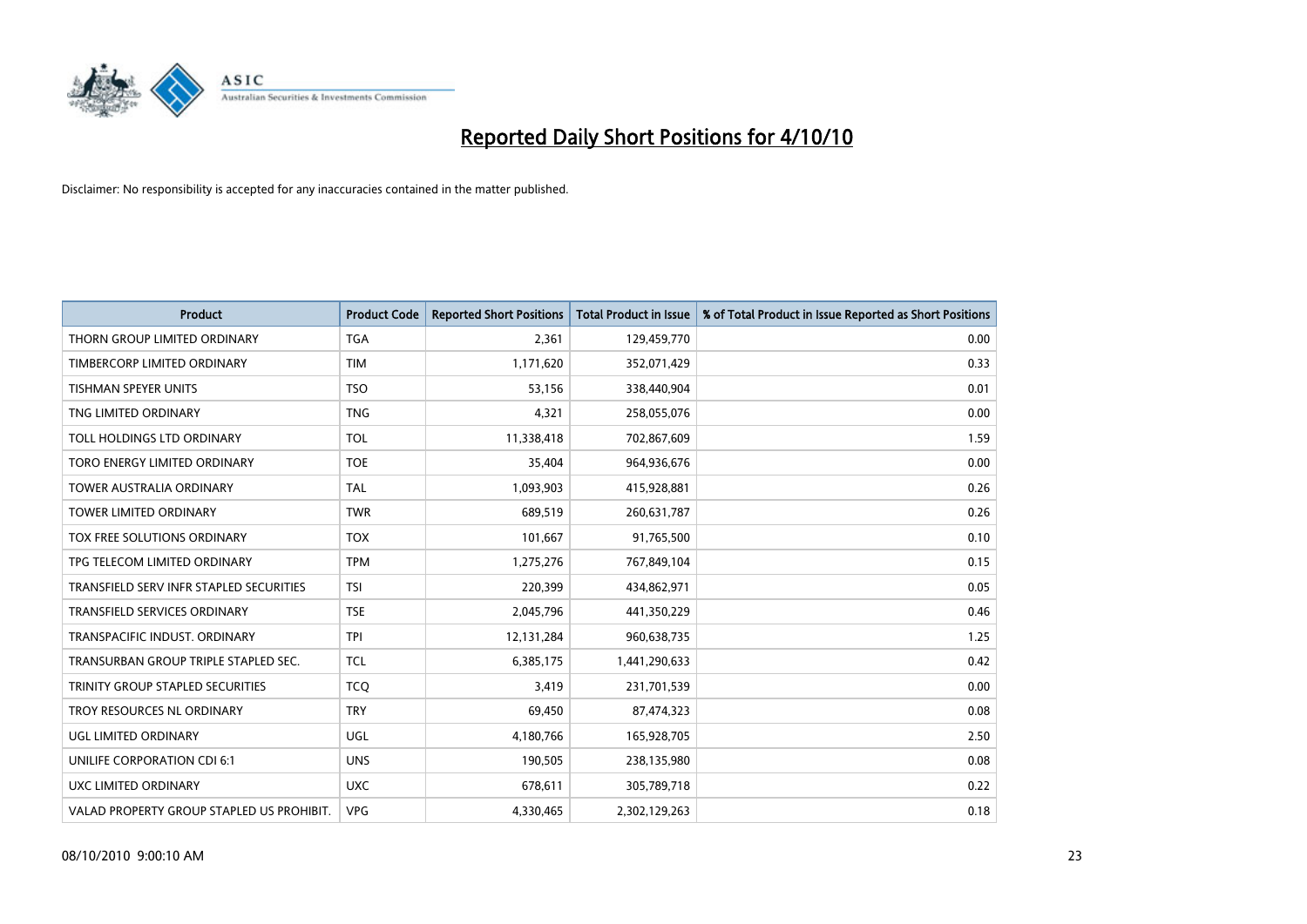# Reported Daily Short Positions for 4/10/10

Disclaimer: No responsibility is accepted for any inaccuracies contained in the matter published.

| Product | Product Code | Reported Short Positions | Total Product in Issue | % of Total Product in Issue Reported as Short Positions |
|---|---|---|---|---|
| THORN GROUP LIMITED ORDINARY | TGA | 2,361 | 129,459,770 | 0.00 |
| TIMBERCORP LIMITED ORDINARY | TIM | 1,171,620 | 352,071,429 | 0.33 |
| TISHMAN SPEYER UNITS | TSO | 53,156 | 338,440,904 | 0.01 |
| TNG LIMITED ORDINARY | TNG | 4,321 | 258,055,076 | 0.00 |
| TOLL HOLDINGS LTD ORDINARY | TOL | 11,338,418 | 702,867,609 | 1.59 |
| TORO ENERGY LIMITED ORDINARY | TOE | 35,404 | 964,936,676 | 0.00 |
| TOWER AUSTRALIA ORDINARY | TAL | 1,093,903 | 415,928,881 | 0.26 |
| TOWER LIMITED ORDINARY | TWR | 689,519 | 260,631,787 | 0.26 |
| TOX FREE SOLUTIONS ORDINARY | TOX | 101,667 | 91,765,500 | 0.10 |
| TPG TELECOM LIMITED ORDINARY | TPM | 1,275,276 | 767,849,104 | 0.15 |
| TRANSFIELD SERV INFR STAPLED SECURITIES | TSI | 220,399 | 434,862,971 | 0.05 |
| TRANSFIELD SERVICES ORDINARY | TSE | 2,045,796 | 441,350,229 | 0.46 |
| TRANSPACIFIC INDUST. ORDINARY | TPI | 12,131,284 | 960,638,735 | 1.25 |
| TRANSURBAN GROUP TRIPLE STAPLED SEC. | TCL | 6,385,175 | 1,441,290,633 | 0.42 |
| TRINITY GROUP STAPLED SECURITIES | TCQ | 3,419 | 231,701,539 | 0.00 |
| TROY RESOURCES NL ORDINARY | TRY | 69,450 | 87,474,323 | 0.08 |
| UGL LIMITED ORDINARY | UGL | 4,180,766 | 165,928,705 | 2.50 |
| UNILIFE CORPORATION CDI 6:1 | UNS | 190,505 | 238,135,980 | 0.08 |
| UXC LIMITED ORDINARY | UXC | 678,611 | 305,789,718 | 0.22 |
| VALAD PROPERTY GROUP STAPLED US PROHIBIT. | VPG | 4,330,465 | 2,302,129,263 | 0.18 |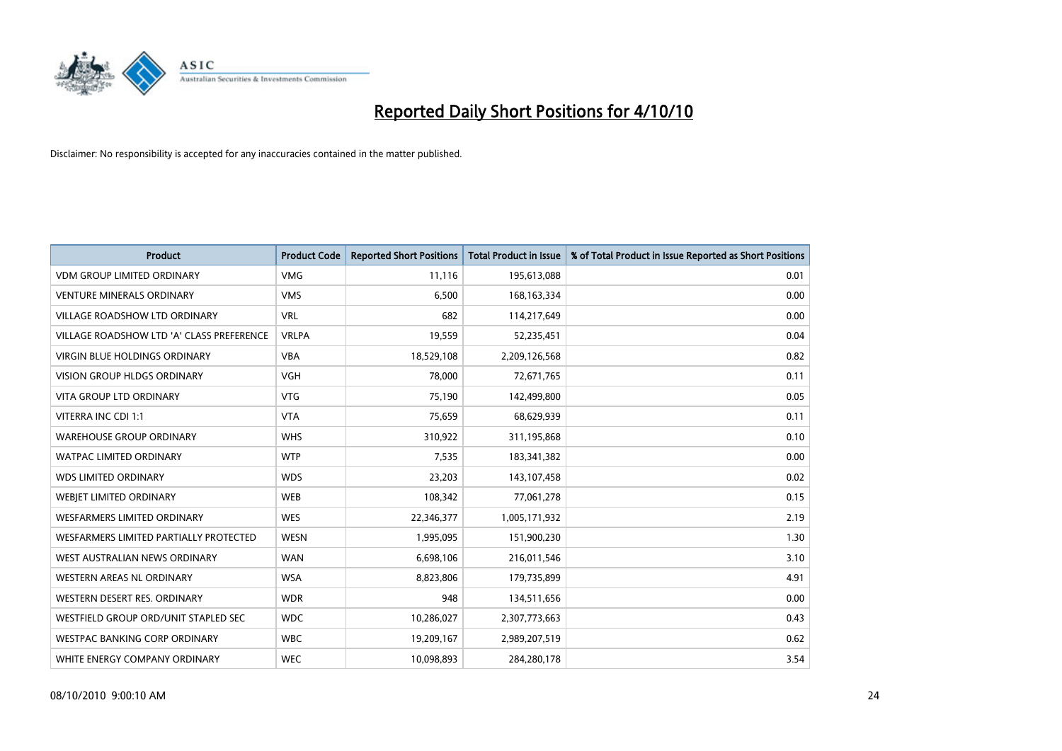# Reported Daily Short Positions for 4/10/10

Disclaimer: No responsibility is accepted for any inaccuracies contained in the matter published.

| Product | Product Code | Reported Short Positions | Total Product in Issue | % of Total Product in Issue Reported as Short Positions |
|---|---|---|---|---|
| VDM GROUP LIMITED ORDINARY | VMG | 11,116 | 195,613,088 | 0.01 |
| VENTURE MINERALS ORDINARY | VMS | 6,500 | 168,163,334 | 0.00 |
| VILLAGE ROADSHOW LTD ORDINARY | VRL | 682 | 114,217,649 | 0.00 |
| VILLAGE ROADSHOW LTD 'A' CLASS PREFERENCE | VRLPA | 19,559 | 52,235,451 | 0.04 |
| VIRGIN BLUE HOLDINGS ORDINARY | VBA | 18,529,108 | 2,209,126,568 | 0.82 |
| VISION GROUP HLDGS ORDINARY | VGH | 78,000 | 72,671,765 | 0.11 |
| VITA GROUP LTD ORDINARY | VTG | 75,190 | 142,499,800 | 0.05 |
| VITERRA INC CDI 1:1 | VTA | 75,659 | 68,629,939 | 0.11 |
| WAREHOUSE GROUP ORDINARY | WHS | 310,922 | 311,195,868 | 0.10 |
| WATPAC LIMITED ORDINARY | WTP | 7,535 | 183,341,382 | 0.00 |
| WDS LIMITED ORDINARY | WDS | 23,203 | 143,107,458 | 0.02 |
| WEBJET LIMITED ORDINARY | WEB | 108,342 | 77,061,278 | 0.15 |
| WESFARMERS LIMITED ORDINARY | WES | 22,346,377 | 1,005,171,932 | 2.19 |
| WESFARMERS LIMITED PARTIALLY PROTECTED | WESN | 1,995,095 | 151,900,230 | 1.30 |
| WEST AUSTRALIAN NEWS ORDINARY | WAN | 6,698,106 | 216,011,546 | 3.10 |
| WESTERN AREAS NL ORDINARY | WSA | 8,823,806 | 179,735,899 | 4.91 |
| WESTERN DESERT RES. ORDINARY | WDR | 948 | 134,511,656 | 0.00 |
| WESTFIELD GROUP ORD/UNIT STAPLED SEC | WDC | 10,286,027 | 2,307,773,663 | 0.43 |
| WESTPAC BANKING CORP ORDINARY | WBC | 19,209,167 | 2,989,207,519 | 0.62 |
| WHITE ENERGY COMPANY ORDINARY | WEC | 10,098,893 | 284,280,178 | 3.54 |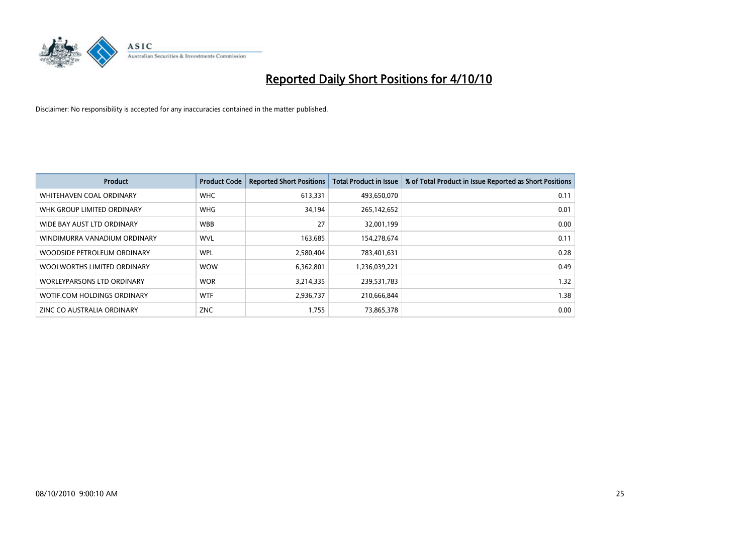# Reported Daily Short Positions for 4/10/10

Disclaimer: No responsibility is accepted for any inaccuracies contained in the matter published.

| Product | Product Code | Reported Short Positions | Total Product in Issue | % of Total Product in Issue Reported as Short Positions |
|---|---|---|---|---|
| WHITEHAVEN COAL ORDINARY | WHC | 613,331 | 493,650,070 | 0.11 |
| WHK GROUP LIMITED ORDINARY | WHG | 34,194 | 265,142,652 | 0.01 |
| WIDE BAY AUST LTD ORDINARY | WBB | 27 | 32,001,199 | 0.00 |
| WINDIMURRA VANADIUM ORDINARY | WVL | 163,685 | 154,278,674 | 0.11 |
| WOODSIDE PETROLEUM ORDINARY | WPL | 2,580,404 | 783,401,631 | 0.28 |
| WOOLWORTHS LIMITED ORDINARY | WOW | 6,362,801 | 1,236,039,221 | 0.49 |
| WORLEYPARSONS LTD ORDINARY | WOR | 3,214,335 | 239,531,783 | 1.32 |
| WOTIF.COM HOLDINGS ORDINARY | WTF | 2,936,737 | 210,666,844 | 1.38 |
| ZINC CO AUSTRALIA ORDINARY | ZNC | 1,755 | 73,865,378 | 0.00 |

08/10/2010 9:00:10 AM